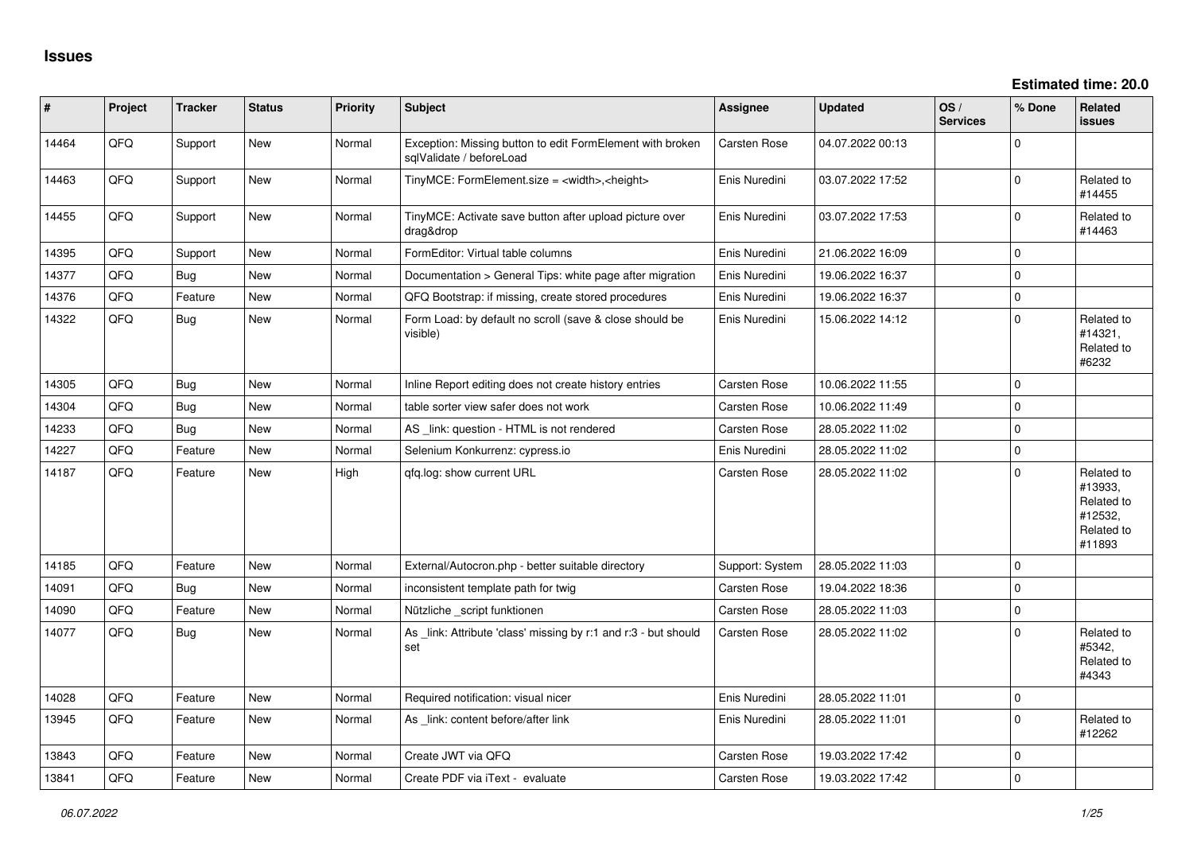# Issues

**Estimated time: 20.0**

| # | Project | Tracker | Status | Priority | Subject | Assignee | Updated | OS / Services | % Done | Related issues |
|---|---|---|---|---|---|---|---|---|---|---|
| 14464 | QFQ | Support | New | Normal | Exception: Missing button to edit FormElement with broken sqlValidate / beforeLoad | Carsten Rose | 04.07.2022 00:13 | | 0 | |
| 14463 | QFQ | Support | New | Normal | TinyMCE: FormElement.size = <width>,<height> | Enis Nuredini | 03.07.2022 17:52 | | 0 | Related to #14455 |
| 14455 | QFQ | Support | New | Normal | TinyMCE: Activate save button after upload picture over drag&drop | Enis Nuredini | 03.07.2022 17:53 | | 0 | Related to #14463 |
| 14395 | QFQ | Support | New | Normal | FormEditor: Virtual table columns | Enis Nuredini | 21.06.2022 16:09 | | 0 | |
| 14377 | QFQ | Bug | New | Normal | Documentation > General Tips: white page after migration | Enis Nuredini | 19.06.2022 16:37 | | 0 | |
| 14376 | QFQ | Feature | New | Normal | QFQ Bootstrap: if missing, create stored procedures | Enis Nuredini | 19.06.2022 16:37 | | 0 | |
| 14322 | QFQ | Bug | New | Normal | Form Load: by default no scroll (save & close should be visible) | Enis Nuredini | 15.06.2022 14:12 | | 0 | Related to #14321, Related to #6232 |
| 14305 | QFQ | Bug | New | Normal | Inline Report editing does not create history entries | Carsten Rose | 10.06.2022 11:55 | | 0 | |
| 14304 | QFQ | Bug | New | Normal | table sorter view safer does not work | Carsten Rose | 10.06.2022 11:49 | | 0 | |
| 14233 | QFQ | Bug | New | Normal | AS _link: question - HTML is not rendered | Carsten Rose | 28.05.2022 11:02 | | 0 | |
| 14227 | QFQ | Feature | New | Normal | Selenium Konkurrenz: cypress.io | Enis Nuredini | 28.05.2022 11:02 | | 0 | |
| 14187 | QFQ | Feature | New | High | qfq.log: show current URL | Carsten Rose | 28.05.2022 11:02 | | 0 | Related to #13933, Related to #12532, Related to #11893 |
| 14185 | QFQ | Feature | New | Normal | External/Autocron.php - better suitable directory | Support: System | 28.05.2022 11:03 | | 0 | |
| 14091 | QFQ | Bug | New | Normal | inconsistent template path for twig | Carsten Rose | 19.04.2022 18:36 | | 0 | |
| 14090 | QFQ | Feature | New | Normal | Nützliche _script funktionen | Carsten Rose | 28.05.2022 11:03 | | 0 | |
| 14077 | QFQ | Bug | New | Normal | As _link: Attribute 'class' missing by r:1 and r:3 - but should set | Carsten Rose | 28.05.2022 11:02 | | 0 | Related to #5342, Related to #4343 |
| 14028 | QFQ | Feature | New | Normal | Required notification: visual nicer | Enis Nuredini | 28.05.2022 11:01 | | 0 | |
| 13945 | QFQ | Feature | New | Normal | As _link: content before/after link | Enis Nuredini | 28.05.2022 11:01 | | 0 | Related to #12262 |
| 13843 | QFQ | Feature | New | Normal | Create JWT via QFQ | Carsten Rose | 19.03.2022 17:42 | | 0 | |
| 13841 | QFQ | Feature | New | Normal | Create PDF via iText - evaluate | Carsten Rose | 19.03.2022 17:42 | | 0 | |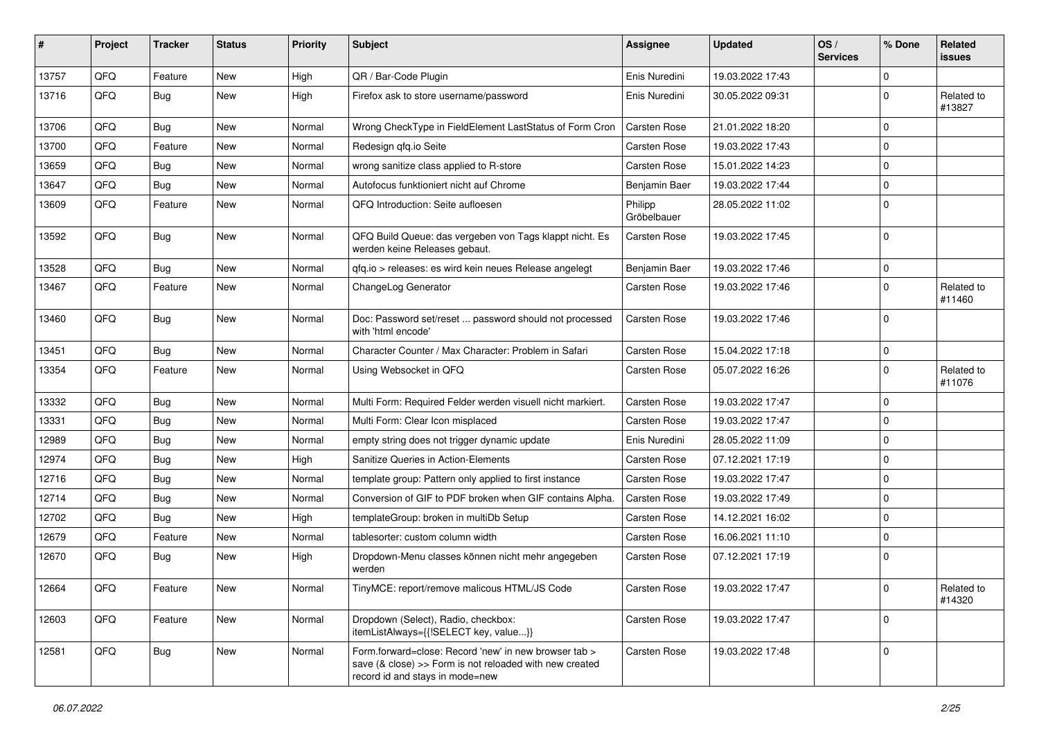| # | Project | Tracker | Status | Priority | Subject | Assignee | Updated | OS / Services | % Done | Related issues |
|---|---|---|---|---|---|---|---|---|---|---|
| 13757 | QFQ | Feature | New | High | QR / Bar-Code Plugin | Enis Nuredini | 19.03.2022 17:43 | | 0 | |
| 13716 | QFQ | Bug | New | High | Firefox ask to store username/password | Enis Nuredini | 30.05.2022 09:31 | | 0 | Related to #13827 |
| 13706 | QFQ | Bug | New | Normal | Wrong CheckType in FieldElement LastStatus of Form Cron | Carsten Rose | 21.01.2022 18:20 | | 0 | |
| 13700 | QFQ | Feature | New | Normal | Redesign qfq.io Seite | Carsten Rose | 19.03.2022 17:43 | | 0 | |
| 13659 | QFQ | Bug | New | Normal | wrong sanitize class applied to R-store | Carsten Rose | 15.01.2022 14:23 | | 0 | |
| 13647 | QFQ | Bug | New | Normal | Autofocus funktioniert nicht auf Chrome | Benjamin Baer | 19.03.2022 17:44 | | 0 | |
| 13609 | QFQ | Feature | New | Normal | QFQ Introduction: Seite aufloesen | Philipp Gröbelbauer | 28.05.2022 11:02 | | 0 | |
| 13592 | QFQ | Bug | New | Normal | QFQ Build Queue: das vergeben von Tags klappt nicht. Es werden keine Releases gebaut. | Carsten Rose | 19.03.2022 17:45 | | 0 | |
| 13528 | QFQ | Bug | New | Normal | qfq.io > releases: es wird kein neues Release angelegt | Benjamin Baer | 19.03.2022 17:46 | | 0 | |
| 13467 | QFQ | Feature | New | Normal | ChangeLog Generator | Carsten Rose | 19.03.2022 17:46 | | 0 | Related to #11460 |
| 13460 | QFQ | Bug | New | Normal | Doc: Password set/reset ... password should not processed with 'html encode' | Carsten Rose | 19.03.2022 17:46 | | 0 | |
| 13451 | QFQ | Bug | New | Normal | Character Counter / Max Character: Problem in Safari | Carsten Rose | 15.04.2022 17:18 | | 0 | |
| 13354 | QFQ | Feature | New | Normal | Using Websocket in QFQ | Carsten Rose | 05.07.2022 16:26 | | 0 | Related to #11076 |
| 13332 | QFQ | Bug | New | Normal | Multi Form: Required Felder werden visuell nicht markiert. | Carsten Rose | 19.03.2022 17:47 | | 0 | |
| 13331 | QFQ | Bug | New | Normal | Multi Form: Clear Icon misplaced | Carsten Rose | 19.03.2022 17:47 | | 0 | |
| 12989 | QFQ | Bug | New | Normal | empty string does not trigger dynamic update | Enis Nuredini | 28.05.2022 11:09 | | 0 | |
| 12974 | QFQ | Bug | New | High | Sanitize Queries in Action-Elements | Carsten Rose | 07.12.2021 17:19 | | 0 | |
| 12716 | QFQ | Bug | New | Normal | template group: Pattern only applied to first instance | Carsten Rose | 19.03.2022 17:47 | | 0 | |
| 12714 | QFQ | Bug | New | Normal | Conversion of GIF to PDF broken when GIF contains Alpha. | Carsten Rose | 19.03.2022 17:49 | | 0 | |
| 12702 | QFQ | Bug | New | High | templateGroup: broken in multiDb Setup | Carsten Rose | 14.12.2021 16:02 | | 0 | |
| 12679 | QFQ | Feature | New | Normal | tablesorter: custom column width | Carsten Rose | 16.06.2021 11:10 | | 0 | |
| 12670 | QFQ | Bug | New | High | Dropdown-Menu classes können nicht mehr angegeben werden | Carsten Rose | 07.12.2021 17:19 | | 0 | |
| 12664 | QFQ | Feature | New | Normal | TinyMCE: report/remove malicous HTML/JS Code | Carsten Rose | 19.03.2022 17:47 | | 0 | Related to #14320 |
| 12603 | QFQ | Feature | New | Normal | Dropdown (Select), Radio, checkbox: itemListAlways={{!SELECT key, value...}} | Carsten Rose | 19.03.2022 17:47 | | 0 | |
| 12581 | QFQ | Bug | New | Normal | Form.forward=close: Record 'new' in new browser tab > save (& close) >> Form is not reloaded with new created record id and stays in mode=new | Carsten Rose | 19.03.2022 17:48 | | 0 | |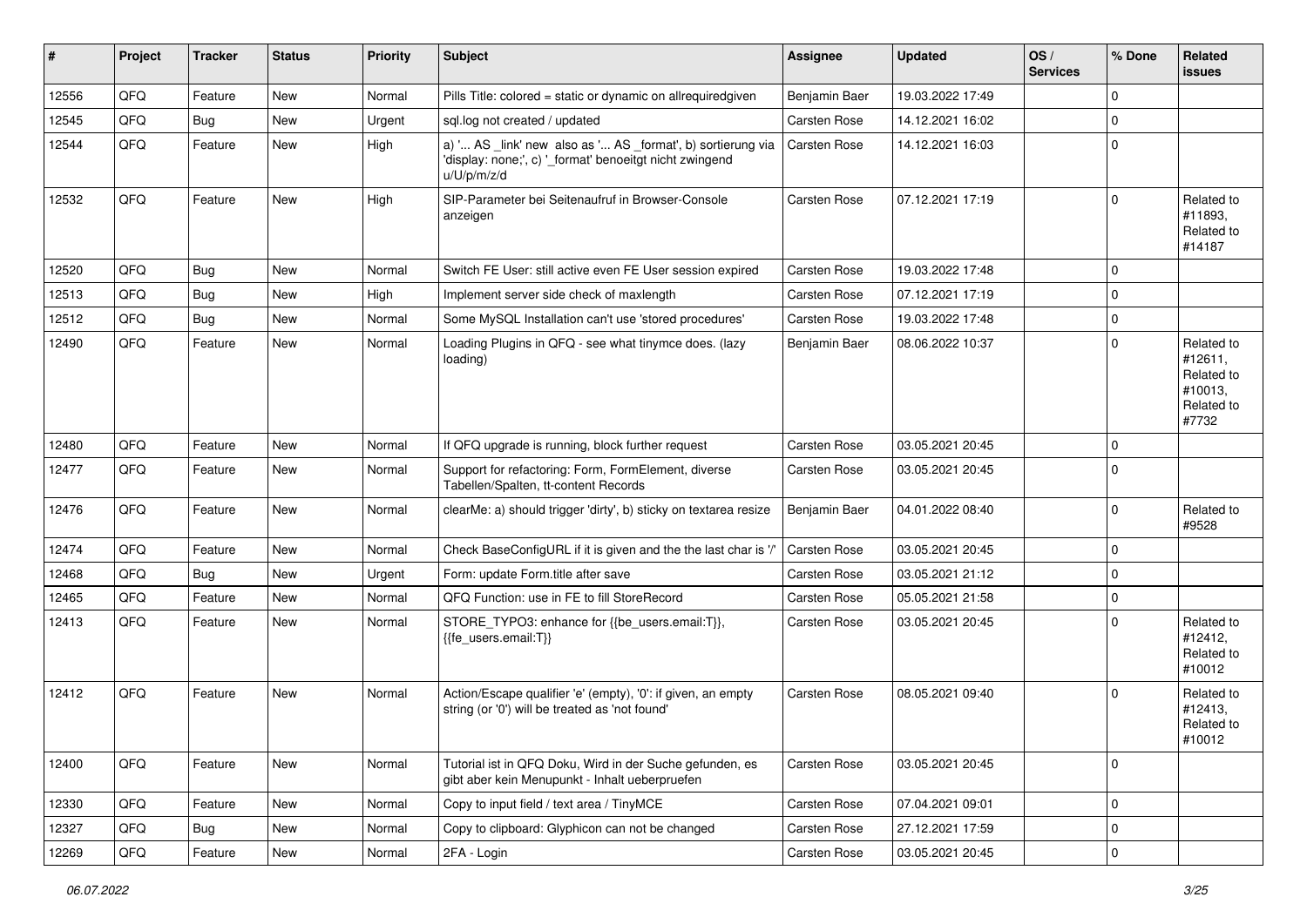| # | Project | Tracker | Status | Priority | Subject | Assignee | Updated | OS / Services | % Done | Related issues |
|---|---|---|---|---|---|---|---|---|---|---|
| 12556 | QFQ | Feature | New | Normal | Pills Title: colored = static or dynamic on allrequiredgiven | Benjamin Baer | 19.03.2022 17:49 | | 0 | |
| 12545 | QFQ | Bug | New | Urgent | sql.log not created / updated | Carsten Rose | 14.12.2021 16:02 | | 0 | |
| 12544 | QFQ | Feature | New | High | a) '... AS _link' new also as '... AS _format', b) sortierung via 'display: none;', c) '_format' benoeitgt nicht zwingend u/U/p/m/z/d | Carsten Rose | 14.12.2021 16:03 | | 0 | |
| 12532 | QFQ | Feature | New | High | SIP-Parameter bei Seitenaufruf in Browser-Console anzeigen | Carsten Rose | 07.12.2021 17:19 | | 0 | Related to #11893, Related to #14187 |
| 12520 | QFQ | Bug | New | Normal | Switch FE User: still active even FE User session expired | Carsten Rose | 19.03.2022 17:48 | | 0 | |
| 12513 | QFQ | Bug | New | High | Implement server side check of maxlength | Carsten Rose | 07.12.2021 17:19 | | 0 | |
| 12512 | QFQ | Bug | New | Normal | Some MySQL Installation can't use 'stored procedures' | Carsten Rose | 19.03.2022 17:48 | | 0 | |
| 12490 | QFQ | Feature | New | Normal | Loading Plugins in QFQ - see what tinymce does. (lazy loading) | Benjamin Baer | 08.06.2022 10:37 | | 0 | Related to #12611, Related to #10013, Related to #7732 |
| 12480 | QFQ | Feature | New | Normal | If QFQ upgrade is running, block further request | Carsten Rose | 03.05.2021 20:45 | | 0 | |
| 12477 | QFQ | Feature | New | Normal | Support for refactoring: Form, FormElement, diverse Tabellen/Spalten, tt-content Records | Carsten Rose | 03.05.2021 20:45 | | 0 | |
| 12476 | QFQ | Feature | New | Normal | clearMe: a) should trigger 'dirty', b) sticky on textarea resize | Benjamin Baer | 04.01.2022 08:40 | | 0 | Related to #9528 |
| 12474 | QFQ | Feature | New | Normal | Check BaseConfigURL if it is given and the the last char is '/' | Carsten Rose | 03.05.2021 20:45 | | 0 | |
| 12468 | QFQ | Bug | New | Urgent | Form: update Form.title after save | Carsten Rose | 03.05.2021 21:12 | | 0 | |
| 12465 | QFQ | Feature | New | Normal | QFQ Function: use in FE to fill StoreRecord | Carsten Rose | 05.05.2021 21:58 | | 0 | |
| 12413 | QFQ | Feature | New | Normal | STORE_TYPO3: enhance for {{be_users.email:T}}, {{fe_users.email:T}} | Carsten Rose | 03.05.2021 20:45 | | 0 | Related to #12412, Related to #10012 |
| 12412 | QFQ | Feature | New | Normal | Action/Escape qualifier 'e' (empty), '0': if given, an empty string (or '0') will be treated as 'not found' | Carsten Rose | 08.05.2021 09:40 | | 0 | Related to #12413, Related to #10012 |
| 12400 | QFQ | Feature | New | Normal | Tutorial ist in QFQ Doku, Wird in der Suche gefunden, es gibt aber kein Menupunkt - Inhalt ueberpruefen | Carsten Rose | 03.05.2021 20:45 | | 0 | |
| 12330 | QFQ | Feature | New | Normal | Copy to input field / text area / TinyMCE | Carsten Rose | 07.04.2021 09:01 | | 0 | |
| 12327 | QFQ | Bug | New | Normal | Copy to clipboard: Glyphicon can not be changed | Carsten Rose | 27.12.2021 17:59 | | 0 | |
| 12269 | QFQ | Feature | New | Normal | 2FA - Login | Carsten Rose | 03.05.2021 20:45 | | 0 | |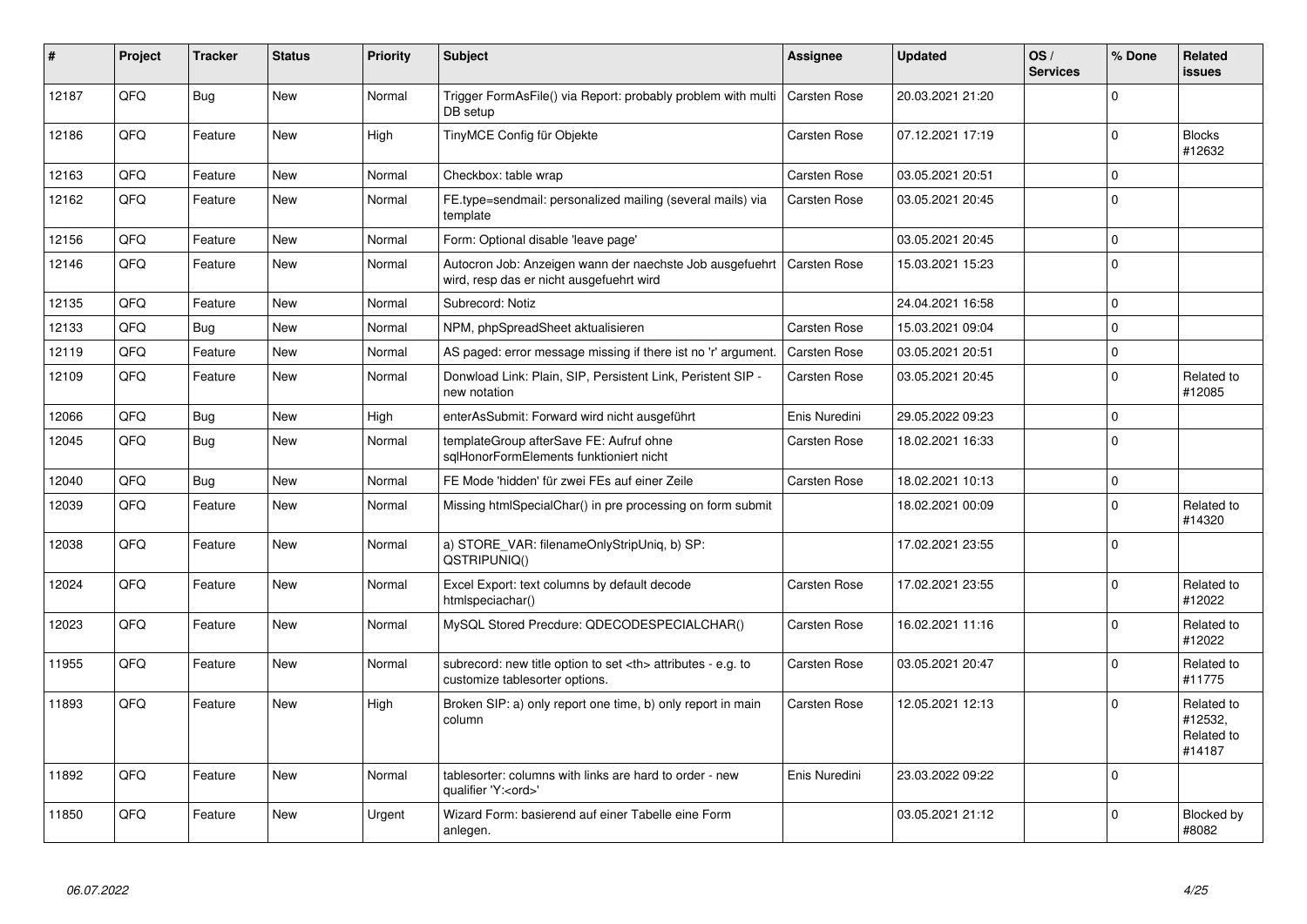| # | Project | Tracker | Status | Priority | Subject | Assignee | Updated | OS / Services | % Done | Related issues |
|---|---|---|---|---|---|---|---|---|---|---|
| 12187 | QFQ | Bug | New | Normal | Trigger FormAsFile() via Report: probably problem with multi DB setup | Carsten Rose | 20.03.2021 21:20 | | 0 | |
| 12186 | QFQ | Feature | New | High | TinyMCE Config für Objekte | Carsten Rose | 07.12.2021 17:19 | | 0 | Blocks #12632 |
| 12163 | QFQ | Feature | New | Normal | Checkbox: table wrap | Carsten Rose | 03.05.2021 20:51 | | 0 | |
| 12162 | QFQ | Feature | New | Normal | FE.type=sendmail: personalized mailing (several mails) via template | Carsten Rose | 03.05.2021 20:45 | | 0 | |
| 12156 | QFQ | Feature | New | Normal | Form: Optional disable 'leave page' | | 03.05.2021 20:45 | | 0 | |
| 12146 | QFQ | Feature | New | Normal | Autocron Job: Anzeigen wann der naechste Job ausgefuehrt wird, resp das er nicht ausgefuehrt wird | Carsten Rose | 15.03.2021 15:23 | | 0 | |
| 12135 | QFQ | Feature | New | Normal | Subrecord: Notiz | | 24.04.2021 16:58 | | 0 | |
| 12133 | QFQ | Bug | New | Normal | NPM, phpSpreadSheet aktualisieren | Carsten Rose | 15.03.2021 09:04 | | 0 | |
| 12119 | QFQ | Feature | New | Normal | AS paged: error message missing if there ist no 'r' argument. | Carsten Rose | 03.05.2021 20:51 | | 0 | |
| 12109 | QFQ | Feature | New | Normal | Donwload Link: Plain, SIP, Persistent Link, Peristent SIP - new notation | Carsten Rose | 03.05.2021 20:45 | | 0 | Related to #12085 |
| 12066 | QFQ | Bug | New | High | enterAsSubmit: Forward wird nicht ausgeführt | Enis Nuredini | 29.05.2022 09:23 | | 0 | |
| 12045 | QFQ | Bug | New | Normal | templateGroup afterSave FE: Aufruf ohne sqlHonorFormElements funktioniert nicht | Carsten Rose | 18.02.2021 16:33 | | 0 | |
| 12040 | QFQ | Bug | New | Normal | FE Mode 'hidden' für zwei FEs auf einer Zeile | Carsten Rose | 18.02.2021 10:13 | | 0 | |
| 12039 | QFQ | Feature | New | Normal | Missing htmlSpecialChar() in pre processing on form submit | | 18.02.2021 00:09 | | 0 | Related to #14320 |
| 12038 | QFQ | Feature | New | Normal | a) STORE_VAR: filenameOnlyStripUniq, b) SP: QSTRIPUNIQ() | | 17.02.2021 23:55 | | 0 | |
| 12024 | QFQ | Feature | New | Normal | Excel Export: text columns by default decode htmlspeciachar() | Carsten Rose | 17.02.2021 23:55 | | 0 | Related to #12022 |
| 12023 | QFQ | Feature | New | Normal | MySQL Stored Precdure: QDECODESPECIALCHAR() | Carsten Rose | 16.02.2021 11:16 | | 0 | Related to #12022 |
| 11955 | QFQ | Feature | New | Normal | subrecord: new title option to set <th> attributes - e.g. to customize tablesorter options. | Carsten Rose | 03.05.2021 20:47 | | 0 | Related to #11775 |
| 11893 | QFQ | Feature | New | High | Broken SIP: a) only report one time, b) only report in main column | Carsten Rose | 12.05.2021 12:13 | | 0 | Related to #12532, Related to #14187 |
| 11892 | QFQ | Feature | New | Normal | tablesorter: columns with links are hard to order - new qualifier 'Y:<ord>' | Enis Nuredini | 23.03.2022 09:22 | | 0 | |
| 11850 | QFQ | Feature | New | Urgent | Wizard Form: basierend auf einer Tabelle eine Form anlegen. | | 03.05.2021 21:12 | | 0 | Blocked by #8082 |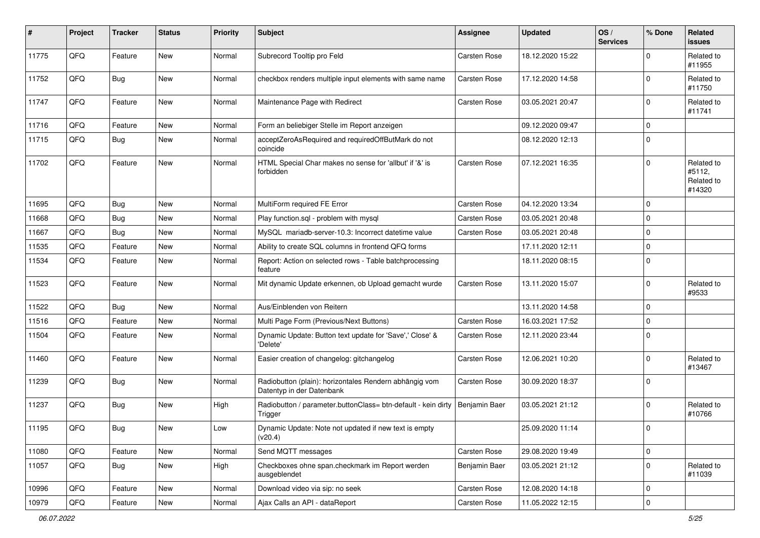| # | Project | Tracker | Status | Priority | Subject | Assignee | Updated | OS / Services | % Done | Related issues |
|---|---|---|---|---|---|---|---|---|---|---|
| 11775 | QFQ | Feature | New | Normal | Subrecord Tooltip pro Feld | Carsten Rose | 18.12.2020 15:22 | | 0 | Related to #11955 |
| 11752 | QFQ | Bug | New | Normal | checkbox renders multiple input elements with same name | Carsten Rose | 17.12.2020 14:58 | | 0 | Related to #11750 |
| 11747 | QFQ | Feature | New | Normal | Maintenance Page with Redirect | Carsten Rose | 03.05.2021 20:47 | | 0 | Related to #11741 |
| 11716 | QFQ | Feature | New | Normal | Form an beliebiger Stelle im Report anzeigen | | 09.12.2020 09:47 | | 0 | |
| 11715 | QFQ | Bug | New | Normal | acceptZeroAsRequired and requiredOffButMark do not coincide | | 08.12.2020 12:13 | | 0 | |
| 11702 | QFQ | Feature | New | Normal | HTML Special Char makes no sense for 'allbut' if '&' is forbidden | Carsten Rose | 07.12.2021 16:35 | | 0 | Related to #5112, Related to #14320 |
| 11695 | QFQ | Bug | New | Normal | MultiForm required FE Error | Carsten Rose | 04.12.2020 13:34 | | 0 | |
| 11668 | QFQ | Bug | New | Normal | Play function.sql - problem with mysql | Carsten Rose | 03.05.2021 20:48 | | 0 | |
| 11667 | QFQ | Bug | New | Normal | MySQL mariadb-server-10.3: Incorrect datetime value | Carsten Rose | 03.05.2021 20:48 | | 0 | |
| 11535 | QFQ | Feature | New | Normal | Ability to create SQL columns in frontend QFQ forms | | 17.11.2020 12:11 | | 0 | |
| 11534 | QFQ | Feature | New | Normal | Report: Action on selected rows - Table batchprocessing feature | | 18.11.2020 08:15 | | 0 | |
| 11523 | QFQ | Feature | New | Normal | Mit dynamic Update erkennen, ob Upload gemacht wurde | Carsten Rose | 13.11.2020 15:07 | | 0 | Related to #9533 |
| 11522 | QFQ | Bug | New | Normal | Aus/Einblenden von Reitern | | 13.11.2020 14:58 | | 0 | |
| 11516 | QFQ | Feature | New | Normal | Multi Page Form (Previous/Next Buttons) | Carsten Rose | 16.03.2021 17:52 | | 0 | |
| 11504 | QFQ | Feature | New | Normal | Dynamic Update: Button text update for 'Save',' Close' & 'Delete' | Carsten Rose | 12.11.2020 23:44 | | 0 | |
| 11460 | QFQ | Feature | New | Normal | Easier creation of changelog: gitchangelog | Carsten Rose | 12.06.2021 10:20 | | 0 | Related to #13467 |
| 11239 | QFQ | Bug | New | Normal | Radiobutton (plain): horizontales Rendern abhängig vom Datentyp in der Datenbank | Carsten Rose | 30.09.2020 18:37 | | 0 | |
| 11237 | QFQ | Bug | New | High | Radiobutton / parameter.buttonClass= btn-default - kein dirty Trigger | Benjamin Baer | 03.05.2021 21:12 | | 0 | Related to #10766 |
| 11195 | QFQ | Bug | New | Low | Dynamic Update: Note not updated if new text is empty (v20.4) | | 25.09.2020 11:14 | | 0 | |
| 11080 | QFQ | Feature | New | Normal | Send MQTT messages | Carsten Rose | 29.08.2020 19:49 | | 0 | |
| 11057 | QFQ | Bug | New | High | Checkboxes ohne span.checkmark im Report werden ausgeblendet | Benjamin Baer | 03.05.2021 21:12 | | 0 | Related to #11039 |
| 10996 | QFQ | Feature | New | Normal | Download video via sip: no seek | Carsten Rose | 12.08.2020 14:18 | | 0 | |
| 10979 | QFQ | Feature | New | Normal | Ajax Calls an API - dataReport | Carsten Rose | 11.05.2022 12:15 | | 0 | |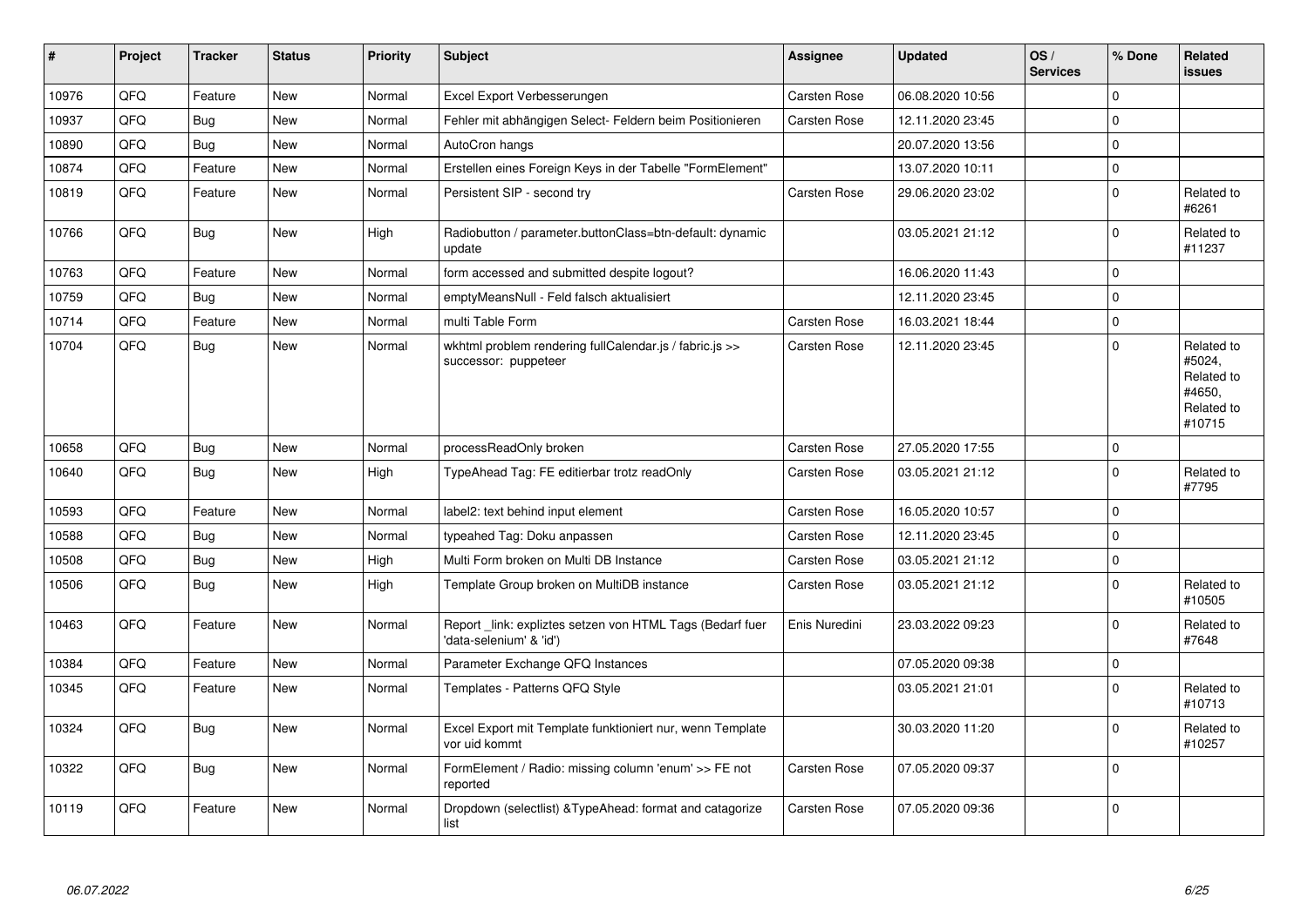| # | Project | Tracker | Status | Priority | Subject | Assignee | Updated | OS / Services | % Done | Related issues |
|---|---|---|---|---|---|---|---|---|---|---|
| 10976 | QFQ | Feature | New | Normal | Excel Export Verbesserungen | Carsten Rose | 06.08.2020 10:56 | | 0 | |
| 10937 | QFQ | Bug | New | Normal | Fehler mit abhängigen Select- Feldern beim Positionieren | Carsten Rose | 12.11.2020 23:45 | | 0 | |
| 10890 | QFQ | Bug | New | Normal | AutoCron hangs | | 20.07.2020 13:56 | | 0 | |
| 10874 | QFQ | Feature | New | Normal | Erstellen eines Foreign Keys in der Tabelle "FormElement" | | 13.07.2020 10:11 | | 0 | |
| 10819 | QFQ | Feature | New | Normal | Persistent SIP - second try | Carsten Rose | 29.06.2020 23:02 | | 0 | Related to #6261 |
| 10766 | QFQ | Bug | New | High | Radiobutton / parameter.buttonClass=btn-default: dynamic update | | 03.05.2021 21:12 | | 0 | Related to #11237 |
| 10763 | QFQ | Feature | New | Normal | form accessed and submitted despite logout? | | 16.06.2020 11:43 | | 0 | |
| 10759 | QFQ | Bug | New | Normal | emptyMeansNull - Feld falsch aktualisiert | | 12.11.2020 23:45 | | 0 | |
| 10714 | QFQ | Feature | New | Normal | multi Table Form | Carsten Rose | 16.03.2021 18:44 | | 0 | |
| 10704 | QFQ | Bug | New | Normal | wkhtml problem rendering fullCalendar.js / fabric.js >> successor: puppeteer | Carsten Rose | 12.11.2020 23:45 | | 0 | Related to #5024, Related to #4650, Related to #10715 |
| 10658 | QFQ | Bug | New | Normal | processReadOnly broken | Carsten Rose | 27.05.2020 17:55 | | 0 | |
| 10640 | QFQ | Bug | New | High | TypeAhead Tag: FE editierbar trotz readOnly | Carsten Rose | 03.05.2021 21:12 | | 0 | Related to #7795 |
| 10593 | QFQ | Feature | New | Normal | label2: text behind input element | Carsten Rose | 16.05.2020 10:57 | | 0 | |
| 10588 | QFQ | Bug | New | Normal | typeahed Tag: Doku anpassen | Carsten Rose | 12.11.2020 23:45 | | 0 | |
| 10508 | QFQ | Bug | New | High | Multi Form broken on Multi DB Instance | Carsten Rose | 03.05.2021 21:12 | | 0 | |
| 10506 | QFQ | Bug | New | High | Template Group broken on MultiDB instance | Carsten Rose | 03.05.2021 21:12 | | 0 | Related to #10505 |
| 10463 | QFQ | Feature | New | Normal | Report _link: expliztes setzen von HTML Tags (Bedarf fuer 'data-selenium' & 'id') | Enis Nuredini | 23.03.2022 09:23 | | 0 | Related to #7648 |
| 10384 | QFQ | Feature | New | Normal | Parameter Exchange QFQ Instances | | 07.05.2020 09:38 | | 0 | |
| 10345 | QFQ | Feature | New | Normal | Templates - Patterns QFQ Style | | 03.05.2021 21:01 | | 0 | Related to #10713 |
| 10324 | QFQ | Bug | New | Normal | Excel Export mit Template funktioniert nur, wenn Template vor uid kommt | | 30.03.2020 11:20 | | 0 | Related to #10257 |
| 10322 | QFQ | Bug | New | Normal | FormElement / Radio: missing column 'enum' >> FE not reported | Carsten Rose | 07.05.2020 09:37 | | 0 | |
| 10119 | QFQ | Feature | New | Normal | Dropdown (selectlist) &TypeAhead: format and catagorize list | Carsten Rose | 07.05.2020 09:36 | | 0 | |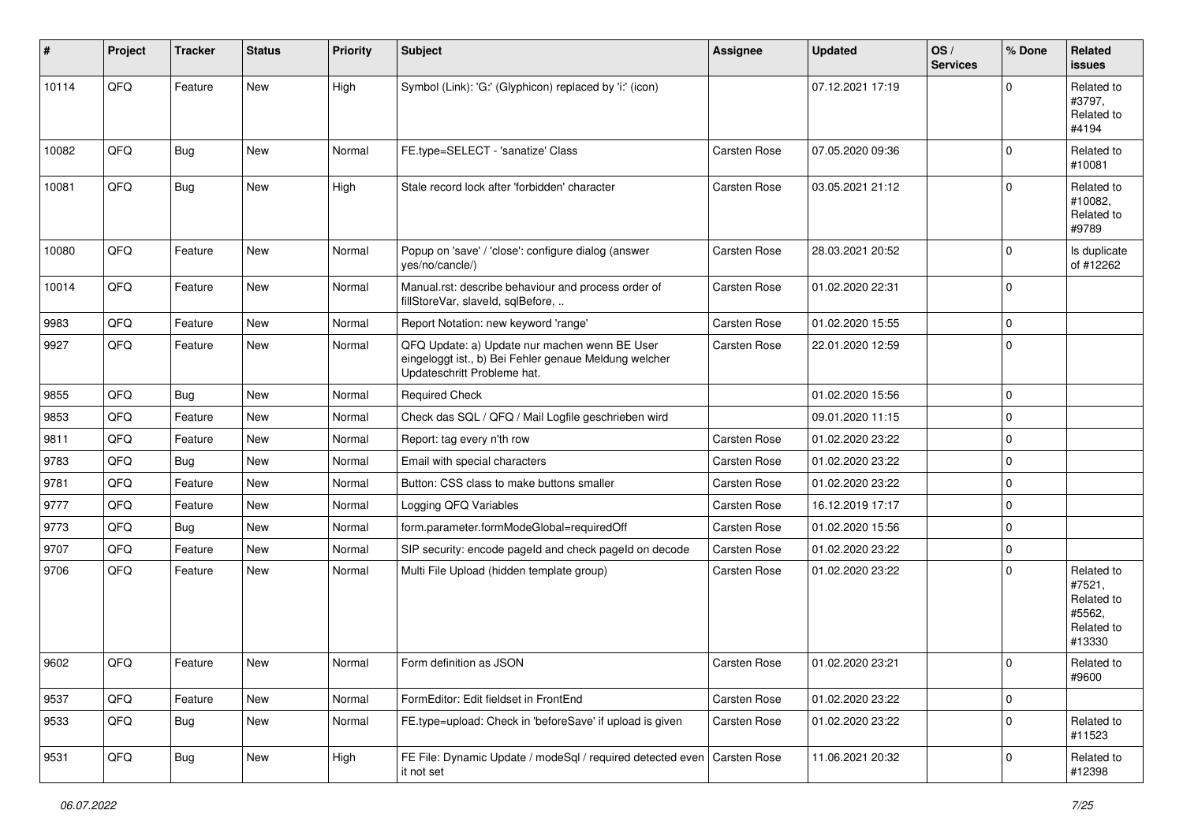| # | Project | Tracker | Status | Priority | Subject | Assignee | Updated | OS / Services | % Done | Related issues |
|---|---|---|---|---|---|---|---|---|---|---|
| 10114 | QFQ | Feature | New | High | Symbol (Link): 'G:' (Glyphicon) replaced by 'i:' (icon) | | 07.12.2021 17:19 | | 0 | Related to #3797, Related to #4194 |
| 10082 | QFQ | Bug | New | Normal | FE.type=SELECT - 'sanatize' Class | Carsten Rose | 07.05.2020 09:36 | | 0 | Related to #10081 |
| 10081 | QFQ | Bug | New | High | Stale record lock after 'forbidden' character | Carsten Rose | 03.05.2021 21:12 | | 0 | Related to #10082, Related to #9789 |
| 10080 | QFQ | Feature | New | Normal | Popup on 'save' / 'close': configure dialog (answer yes/no/cancle/) | Carsten Rose | 28.03.2021 20:52 | | 0 | Is duplicate of #12262 |
| 10014 | QFQ | Feature | New | Normal | Manual.rst: describe behaviour and process order of fillStoreVar, slaveId, sqlBefore, .. | Carsten Rose | 01.02.2020 22:31 | | 0 | |
| 9983 | QFQ | Feature | New | Normal | Report Notation: new keyword 'range' | Carsten Rose | 01.02.2020 15:55 | | 0 | |
| 9927 | QFQ | Feature | New | Normal | QFQ Update: a) Update nur machen wenn BE User eingeloggt ist., b) Bei Fehler genaue Meldung welcher Updateschritt Probleme hat. | Carsten Rose | 22.01.2020 12:59 | | 0 | |
| 9855 | QFQ | Bug | New | Normal | Required Check | | 01.02.2020 15:56 | | 0 | |
| 9853 | QFQ | Feature | New | Normal | Check das SQL / QFQ / Mail Logfile geschrieben wird | | 09.01.2020 11:15 | | 0 | |
| 9811 | QFQ | Feature | New | Normal | Report: tag every n'th row | Carsten Rose | 01.02.2020 23:22 | | 0 | |
| 9783 | QFQ | Bug | New | Normal | Email with special characters | Carsten Rose | 01.02.2020 23:22 | | 0 | |
| 9781 | QFQ | Feature | New | Normal | Button: CSS class to make buttons smaller | Carsten Rose | 01.02.2020 23:22 | | 0 | |
| 9777 | QFQ | Feature | New | Normal | Logging QFQ Variables | Carsten Rose | 16.12.2019 17:17 | | 0 | |
| 9773 | QFQ | Bug | New | Normal | form.parameter.formModeGlobal=requiredOff | Carsten Rose | 01.02.2020 15:56 | | 0 | |
| 9707 | QFQ | Feature | New | Normal | SIP security: encode pageId and check pageId on decode | Carsten Rose | 01.02.2020 23:22 | | 0 | |
| 9706 | QFQ | Feature | New | Normal | Multi File Upload (hidden template group) | Carsten Rose | 01.02.2020 23:22 | | 0 | Related to #7521, Related to #5562, Related to #13330 |
| 9602 | QFQ | Feature | New | Normal | Form definition as JSON | Carsten Rose | 01.02.2020 23:21 | | 0 | Related to #9600 |
| 9537 | QFQ | Feature | New | Normal | FormEditor: Edit fieldset in FrontEnd | Carsten Rose | 01.02.2020 23:22 | | 0 | |
| 9533 | QFQ | Bug | New | Normal | FE.type=upload: Check in 'beforeSave' if upload is given | Carsten Rose | 01.02.2020 23:22 | | 0 | Related to #11523 |
| 9531 | QFQ | Bug | New | High | FE File: Dynamic Update / modeSql / required detected even it not set | Carsten Rose | 11.06.2021 20:32 | | 0 | Related to #12398 |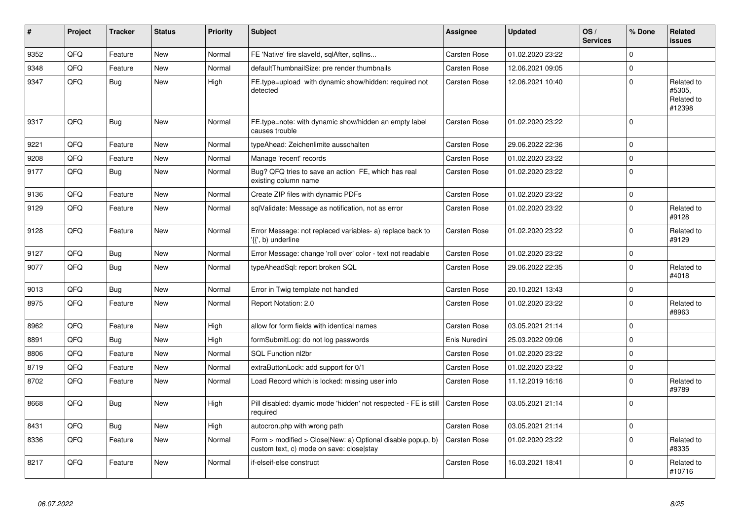| # | Project | Tracker | Status | Priority | Subject | Assignee | Updated | OS / Services | % Done | Related issues |
|---|---|---|---|---|---|---|---|---|---|---|
| 9352 | QFQ | Feature | New | Normal | FE 'Native' fire slaveId, sqlAfter, sqlIns... | Carsten Rose | 01.02.2020 23:22 | | 0 | |
| 9348 | QFQ | Feature | New | Normal | defaultThumbnailSize: pre render thumbnails | Carsten Rose | 12.06.2021 09:05 | | 0 | |
| 9347 | QFQ | Bug | New | High | FE.type=upload with dynamic show/hidden: required not detected | Carsten Rose | 12.06.2021 10:40 | | 0 | Related to #5305, Related to #12398 |
| 9317 | QFQ | Bug | New | Normal | FE.type=note: with dynamic show/hidden an empty label causes trouble | Carsten Rose | 01.02.2020 23:22 | | 0 | |
| 9221 | QFQ | Feature | New | Normal | typeAhead: Zeichenlimite ausschalten | Carsten Rose | 29.06.2022 22:36 | | 0 | |
| 9208 | QFQ | Feature | New | Normal | Manage 'recent' records | Carsten Rose | 01.02.2020 23:22 | | 0 | |
| 9177 | QFQ | Bug | New | Normal | Bug? QFQ tries to save an action FE, which has real existing column name | Carsten Rose | 01.02.2020 23:22 | | 0 | |
| 9136 | QFQ | Feature | New | Normal | Create ZIP files with dynamic PDFs | Carsten Rose | 01.02.2020 23:22 | | 0 | |
| 9129 | QFQ | Feature | New | Normal | sqlValidate: Message as notification, not as error | Carsten Rose | 01.02.2020 23:22 | | 0 | Related to #9128 |
| 9128 | QFQ | Feature | New | Normal | Error Message: not replaced variables- a) replace back to '{{', b) underline | Carsten Rose | 01.02.2020 23:22 | | 0 | Related to #9129 |
| 9127 | QFQ | Bug | New | Normal | Error Message: change 'roll over' color - text not readable | Carsten Rose | 01.02.2020 23:22 | | 0 | |
| 9077 | QFQ | Bug | New | Normal | typeAheadSql: report broken SQL | Carsten Rose | 29.06.2022 22:35 | | 0 | Related to #4018 |
| 9013 | QFQ | Bug | New | Normal | Error in Twig template not handled | Carsten Rose | 20.10.2021 13:43 | | 0 | |
| 8975 | QFQ | Feature | New | Normal | Report Notation: 2.0 | Carsten Rose | 01.02.2020 23:22 | | 0 | Related to #8963 |
| 8962 | QFQ | Feature | New | High | allow for form fields with identical names | Carsten Rose | 03.05.2021 21:14 | | 0 | |
| 8891 | QFQ | Bug | New | High | formSubmitLog: do not log passwords | Enis Nuredini | 25.03.2022 09:06 | | 0 | |
| 8806 | QFQ | Feature | New | Normal | SQL Function nl2br | Carsten Rose | 01.02.2020 23:22 | | 0 | |
| 8719 | QFQ | Feature | New | Normal | extraButtonLock: add support for 0/1 | Carsten Rose | 01.02.2020 23:22 | | 0 | |
| 8702 | QFQ | Feature | New | Normal | Load Record which is locked: missing user info | Carsten Rose | 11.12.2019 16:16 | | 0 | Related to #9789 |
| 8668 | QFQ | Bug | New | High | Pill disabled: dyamic mode 'hidden' not respected - FE is still required | Carsten Rose | 03.05.2021 21:14 | | 0 | |
| 8431 | QFQ | Bug | New | High | autocron.php with wrong path | Carsten Rose | 03.05.2021 21:14 | | 0 | |
| 8336 | QFQ | Feature | New | Normal | Form > modified > Close\|New: a) Optional disable popup, b) custom text, c) mode on save: close\|stay | Carsten Rose | 01.02.2020 23:22 | | 0 | Related to #8335 |
| 8217 | QFQ | Feature | New | Normal | if-elseif-else construct | Carsten Rose | 16.03.2021 18:41 | | 0 | Related to #10716 |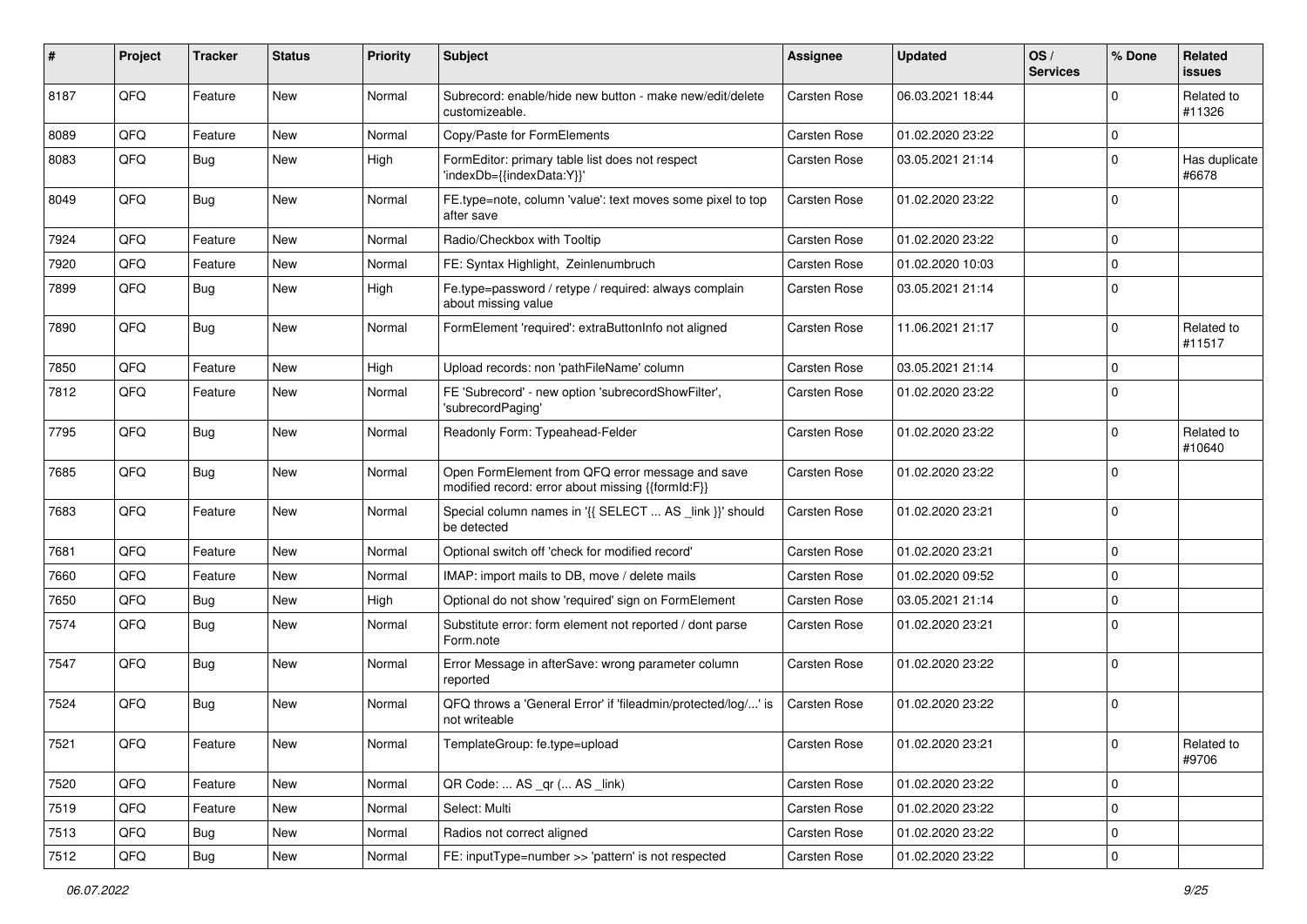| # | Project | Tracker | Status | Priority | Subject | Assignee | Updated | OS / Services | % Done | Related issues |
|---|---|---|---|---|---|---|---|---|---|---|
| 8187 | QFQ | Feature | New | Normal | Subrecord: enable/hide new button - make new/edit/delete customizeable. | Carsten Rose | 06.03.2021 18:44 | | 0 | Related to #11326 |
| 8089 | QFQ | Feature | New | Normal | Copy/Paste for FormElements | Carsten Rose | 01.02.2020 23:22 | | 0 | |
| 8083 | QFQ | Bug | New | High | FormEditor: primary table list does not respect 'indexDb={{indexData:Y}}' | Carsten Rose | 03.05.2021 21:14 | | 0 | Has duplicate #6678 |
| 8049 | QFQ | Bug | New | Normal | FE.type=note, column 'value': text moves some pixel to top after save | Carsten Rose | 01.02.2020 23:22 | | 0 | |
| 7924 | QFQ | Feature | New | Normal | Radio/Checkbox with Tooltip | Carsten Rose | 01.02.2020 23:22 | | 0 | |
| 7920 | QFQ | Feature | New | Normal | FE: Syntax Highlight, Zeinlenumbruch | Carsten Rose | 01.02.2020 10:03 | | 0 | |
| 7899 | QFQ | Bug | New | High | Fe.type=password / retype / required: always complain about missing value | Carsten Rose | 03.05.2021 21:14 | | 0 | |
| 7890 | QFQ | Bug | New | Normal | FormElement 'required': extraButtonInfo not aligned | Carsten Rose | 11.06.2021 21:17 | | 0 | Related to #11517 |
| 7850 | QFQ | Feature | New | High | Upload records: non 'pathFileName' column | Carsten Rose | 03.05.2021 21:14 | | 0 | |
| 7812 | QFQ | Feature | New | Normal | FE 'Subrecord' - new option 'subrecordShowFilter', 'subrecordPaging' | Carsten Rose | 01.02.2020 23:22 | | 0 | |
| 7795 | QFQ | Bug | New | Normal | Readonly Form: Typeahead-Felder | Carsten Rose | 01.02.2020 23:22 | | 0 | Related to #10640 |
| 7685 | QFQ | Bug | New | Normal | Open FormElement from QFQ error message and save modified record: error about missing {{formId:F}} | Carsten Rose | 01.02.2020 23:22 | | 0 | |
| 7683 | QFQ | Feature | New | Normal | Special column names in '{{ SELECT ... AS _link }}' should be detected | Carsten Rose | 01.02.2020 23:21 | | 0 | |
| 7681 | QFQ | Feature | New | Normal | Optional switch off 'check for modified record' | Carsten Rose | 01.02.2020 23:21 | | 0 | |
| 7660 | QFQ | Feature | New | Normal | IMAP: import mails to DB, move / delete mails | Carsten Rose | 01.02.2020 09:52 | | 0 | |
| 7650 | QFQ | Bug | New | High | Optional do not show 'required' sign on FormElement | Carsten Rose | 03.05.2021 21:14 | | 0 | |
| 7574 | QFQ | Bug | New | Normal | Substitute error: form element not reported / dont parse Form.note | Carsten Rose | 01.02.2020 23:21 | | 0 | |
| 7547 | QFQ | Bug | New | Normal | Error Message in afterSave: wrong parameter column reported | Carsten Rose | 01.02.2020 23:22 | | 0 | |
| 7524 | QFQ | Bug | New | Normal | QFQ throws a 'General Error' if 'fileadmin/protected/log/...' is not writeable | Carsten Rose | 01.02.2020 23:22 | | 0 | |
| 7521 | QFQ | Feature | New | Normal | TemplateGroup: fe.type=upload | Carsten Rose | 01.02.2020 23:21 | | 0 | Related to #9706 |
| 7520 | QFQ | Feature | New | Normal | QR Code: ... AS _qr ( ... AS _link) | Carsten Rose | 01.02.2020 23:22 | | 0 | |
| 7519 | QFQ | Feature | New | Normal | Select: Multi | Carsten Rose | 01.02.2020 23:22 | | 0 | |
| 7513 | QFQ | Bug | New | Normal | Radios not correct aligned | Carsten Rose | 01.02.2020 23:22 | | 0 | |
| 7512 | QFQ | Bug | New | Normal | FE: inputType=number >> 'pattern' is not respected | Carsten Rose | 01.02.2020 23:22 | | 0 | |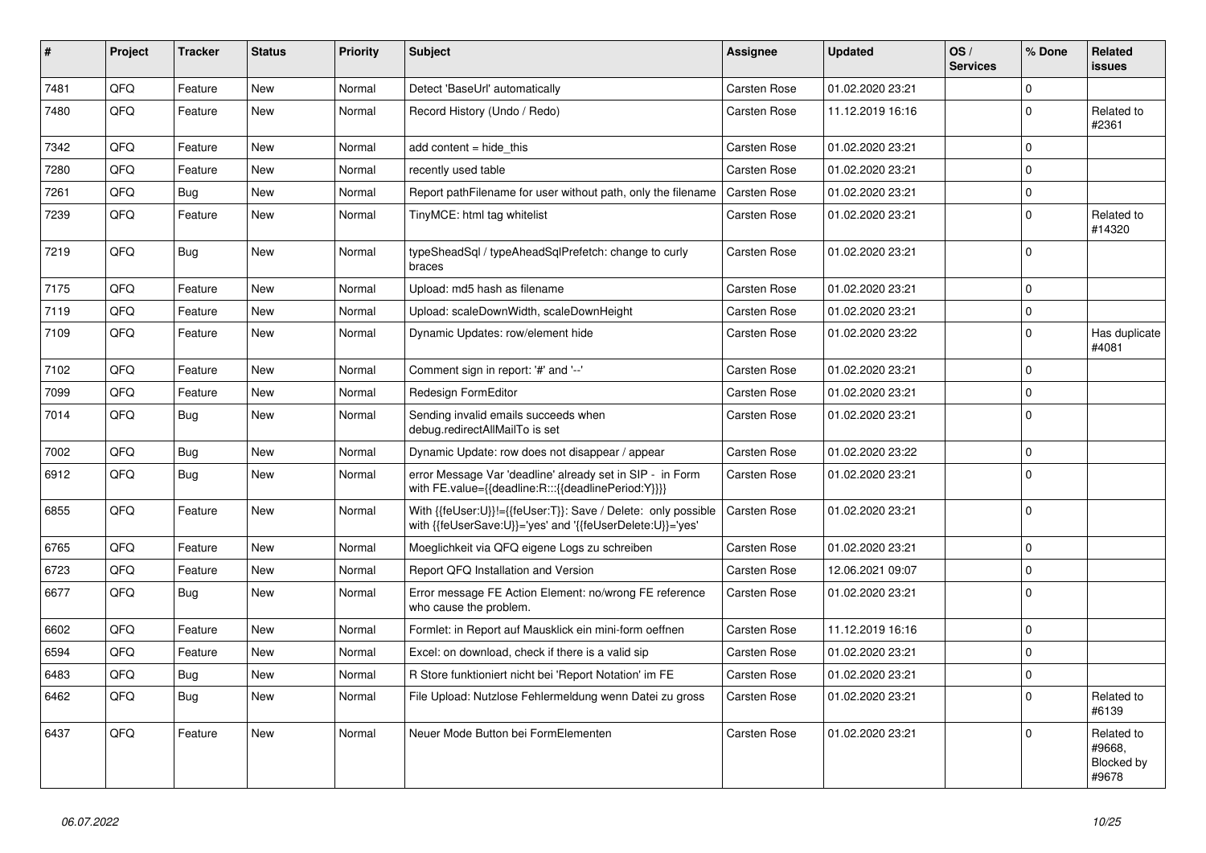| # | Project | Tracker | Status | Priority | Subject | Assignee | Updated | OS / Services | % Done | Related issues |
|---|---|---|---|---|---|---|---|---|---|---|
| 7481 | QFQ | Feature | New | Normal | Detect 'BaseUrl' automatically | Carsten Rose | 01.02.2020 23:21 | | 0 | |
| 7480 | QFQ | Feature | New | Normal | Record History (Undo / Redo) | Carsten Rose | 11.12.2019 16:16 | | 0 | Related to #2361 |
| 7342 | QFQ | Feature | New | Normal | add content = hide_this | Carsten Rose | 01.02.2020 23:21 | | 0 | |
| 7280 | QFQ | Feature | New | Normal | recently used table | Carsten Rose | 01.02.2020 23:21 | | 0 | |
| 7261 | QFQ | Bug | New | Normal | Report pathFilename for user without path, only the filename | Carsten Rose | 01.02.2020 23:21 | | 0 | |
| 7239 | QFQ | Feature | New | Normal | TinyMCE: html tag whitelist | Carsten Rose | 01.02.2020 23:21 | | 0 | Related to #14320 |
| 7219 | QFQ | Bug | New | Normal | typeSheadSql / typeAheadSqlPrefetch: change to curly braces | Carsten Rose | 01.02.2020 23:21 | | 0 | |
| 7175 | QFQ | Feature | New | Normal | Upload: md5 hash as filename | Carsten Rose | 01.02.2020 23:21 | | 0 | |
| 7119 | QFQ | Feature | New | Normal | Upload: scaleDownWidth, scaleDownHeight | Carsten Rose | 01.02.2020 23:21 | | 0 | |
| 7109 | QFQ | Feature | New | Normal | Dynamic Updates: row/element hide | Carsten Rose | 01.02.2020 23:22 | | 0 | Has duplicate #4081 |
| 7102 | QFQ | Feature | New | Normal | Comment sign in report: '#' and '--' | Carsten Rose | 01.02.2020 23:21 | | 0 | |
| 7099 | QFQ | Feature | New | Normal | Redesign FormEditor | Carsten Rose | 01.02.2020 23:21 | | 0 | |
| 7014 | QFQ | Bug | New | Normal | Sending invalid emails succeeds when debug.redirectAllMailTo is set | Carsten Rose | 01.02.2020 23:21 | | 0 | |
| 7002 | QFQ | Bug | New | Normal | Dynamic Update: row does not disappear / appear | Carsten Rose | 01.02.2020 23:22 | | 0 | |
| 6912 | QFQ | Bug | New | Normal | error Message Var 'deadline' already set in SIP - in Form with FE.value={{deadline:R:::{{deadlinePeriod:Y}}}} | Carsten Rose | 01.02.2020 23:21 | | 0 | |
| 6855 | QFQ | Feature | New | Normal | With {{feUser:U}}!={{feUser:T}}: Save / Delete: only possible with {{feUserSave:U}}='yes' and '{{feUserDelete:U}}='yes' | Carsten Rose | 01.02.2020 23:21 | | 0 | |
| 6765 | QFQ | Feature | New | Normal | Moeglichkeit via QFQ eigene Logs zu schreiben | Carsten Rose | 01.02.2020 23:21 | | 0 | |
| 6723 | QFQ | Feature | New | Normal | Report QFQ Installation and Version | Carsten Rose | 12.06.2021 09:07 | | 0 | |
| 6677 | QFQ | Bug | New | Normal | Error message FE Action Element: no/wrong FE reference who cause the problem. | Carsten Rose | 01.02.2020 23:21 | | 0 | |
| 6602 | QFQ | Feature | New | Normal | Formlet: in Report auf Mausklick ein mini-form oeffnen | Carsten Rose | 11.12.2019 16:16 | | 0 | |
| 6594 | QFQ | Feature | New | Normal | Excel: on download, check if there is a valid sip | Carsten Rose | 01.02.2020 23:21 | | 0 | |
| 6483 | QFQ | Bug | New | Normal | R Store funktioniert nicht bei 'Report Notation' im FE | Carsten Rose | 01.02.2020 23:21 | | 0 | |
| 6462 | QFQ | Bug | New | Normal | File Upload: Nutzlose Fehlermeldung wenn Datei zu gross | Carsten Rose | 01.02.2020 23:21 | | 0 | Related to #6139 |
| 6437 | QFQ | Feature | New | Normal | Neuer Mode Button bei FormElementen | Carsten Rose | 01.02.2020 23:21 | | 0 | Related to #9668, Blocked by #9678 |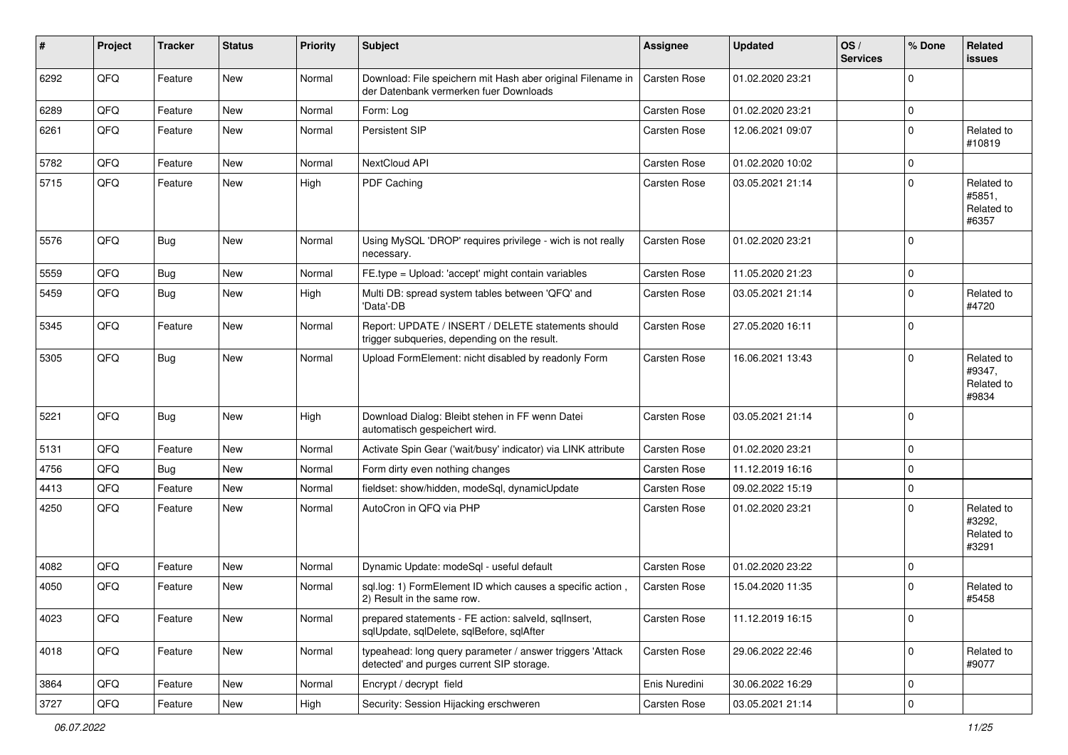| # | Project | Tracker | Status | Priority | Subject | Assignee | Updated | OS / Services | % Done | Related issues |
|---|---|---|---|---|---|---|---|---|---|---|
| 6292 | QFQ | Feature | New | Normal | Download: File speichern mit Hash aber original Filename in der Datenbank vermerken fuer Downloads | Carsten Rose | 01.02.2020 23:21 | | 0 | |
| 6289 | QFQ | Feature | New | Normal | Form: Log | Carsten Rose | 01.02.2020 23:21 | | 0 | |
| 6261 | QFQ | Feature | New | Normal | Persistent SIP | Carsten Rose | 12.06.2021 09:07 | | 0 | Related to #10819 |
| 5782 | QFQ | Feature | New | Normal | NextCloud API | Carsten Rose | 01.02.2020 10:02 | | 0 | |
| 5715 | QFQ | Feature | New | High | PDF Caching | Carsten Rose | 03.05.2021 21:14 | | 0 | Related to #5851, Related to #6357 |
| 5576 | QFQ | Bug | New | Normal | Using MySQL 'DROP' requires privilege - wich is not really necessary. | Carsten Rose | 01.02.2020 23:21 | | 0 | |
| 5559 | QFQ | Bug | New | Normal | FE.type = Upload: 'accept' might contain variables | Carsten Rose | 11.05.2020 21:23 | | 0 | |
| 5459 | QFQ | Bug | New | High | Multi DB: spread system tables between 'QFQ' and 'Data'-DB | Carsten Rose | 03.05.2021 21:14 | | 0 | Related to #4720 |
| 5345 | QFQ | Feature | New | Normal | Report: UPDATE / INSERT / DELETE statements should trigger subqueries, depending on the result. | Carsten Rose | 27.05.2020 16:11 | | 0 | |
| 5305 | QFQ | Bug | New | Normal | Upload FormElement: nicht disabled by readonly Form | Carsten Rose | 16.06.2021 13:43 | | 0 | Related to #9347, Related to #9834 |
| 5221 | QFQ | Bug | New | High | Download Dialog: Bleibt stehen in FF wenn Datei automatisch gespeichert wird. | Carsten Rose | 03.05.2021 21:14 | | 0 | |
| 5131 | QFQ | Feature | New | Normal | Activate Spin Gear ('wait/busy' indicator) via LINK attribute | Carsten Rose | 01.02.2020 23:21 | | 0 | |
| 4756 | QFQ | Bug | New | Normal | Form dirty even nothing changes | Carsten Rose | 11.12.2019 16:16 | | 0 | |
| 4413 | QFQ | Feature | New | Normal | fieldset: show/hidden, modeSql, dynamicUpdate | Carsten Rose | 09.02.2022 15:19 | | 0 | |
| 4250 | QFQ | Feature | New | Normal | AutoCron in QFQ via PHP | Carsten Rose | 01.02.2020 23:21 | | 0 | Related to #3292, Related to #3291 |
| 4082 | QFQ | Feature | New | Normal | Dynamic Update: modeSql - useful default | Carsten Rose | 01.02.2020 23:22 | | 0 | |
| 4050 | QFQ | Feature | New | Normal | sql.log: 1) FormElement ID which causes a specific action , 2) Result in the same row. | Carsten Rose | 15.04.2020 11:35 | | 0 | Related to #5458 |
| 4023 | QFQ | Feature | New | Normal | prepared statements - FE action: salveId, sqlInsert, sqlUpdate, sqlDelete, sqlBefore, sqlAfter | Carsten Rose | 11.12.2019 16:15 | | 0 | |
| 4018 | QFQ | Feature | New | Normal | typeahead: long query parameter / answer triggers 'Attack detected' and purges current SIP storage. | Carsten Rose | 29.06.2022 22:46 | | 0 | Related to #9077 |
| 3864 | QFQ | Feature | New | Normal | Encrypt / decrypt field | Enis Nuredini | 30.06.2022 16:29 | | 0 | |
| 3727 | QFQ | Feature | New | High | Security: Session Hijacking erschweren | Carsten Rose | 03.05.2021 21:14 | | 0 | |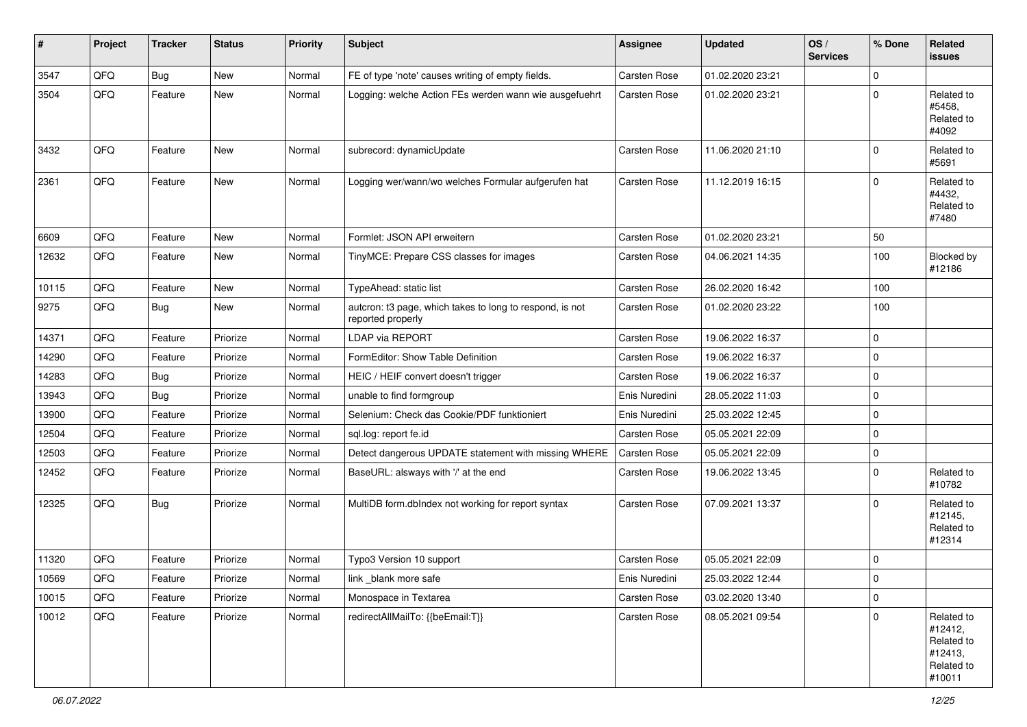| # | Project | Tracker | Status | Priority | Subject | Assignee | Updated | OS / Services | % Done | Related issues |
|---|---|---|---|---|---|---|---|---|---|---|
| 3547 | QFQ | Bug | New | Normal | FE of type 'note' causes writing of empty fields. | Carsten Rose | 01.02.2020 23:21 | | 0 | |
| 3504 | QFQ | Feature | New | Normal | Logging: welche Action FEs werden wann wie ausgefuehrt | Carsten Rose | 01.02.2020 23:21 | | 0 | Related to #5458, Related to #4092 |
| 3432 | QFQ | Feature | New | Normal | subrecord: dynamicUpdate | Carsten Rose | 11.06.2020 21:10 | | 0 | Related to #5691 |
| 2361 | QFQ | Feature | New | Normal | Logging wer/wann/wo welches Formular aufgerufen hat | Carsten Rose | 11.12.2019 16:15 | | 0 | Related to #4432, Related to #7480 |
| 6609 | QFQ | Feature | New | Normal | Formlet: JSON API erweitern | Carsten Rose | 01.02.2020 23:21 | | 50 | |
| 12632 | QFQ | Feature | New | Normal | TinyMCE: Prepare CSS classes for images | Carsten Rose | 04.06.2021 14:35 | | 100 | Blocked by #12186 |
| 10115 | QFQ | Feature | New | Normal | TypeAhead: static list | Carsten Rose | 26.02.2020 16:42 | | 100 | |
| 9275 | QFQ | Bug | New | Normal | autcron: t3 page, which takes to long to respond, is not reported properly | Carsten Rose | 01.02.2020 23:22 | | 100 | |
| 14371 | QFQ | Feature | Priorize | Normal | LDAP via REPORT | Carsten Rose | 19.06.2022 16:37 | | 0 | |
| 14290 | QFQ | Feature | Priorize | Normal | FormEditor: Show Table Definition | Carsten Rose | 19.06.2022 16:37 | | 0 | |
| 14283 | QFQ | Bug | Priorize | Normal | HEIC / HEIF convert doesn't trigger | Carsten Rose | 19.06.2022 16:37 | | 0 | |
| 13943 | QFQ | Bug | Priorize | Normal | unable to find formgroup | Enis Nuredini | 28.05.2022 11:03 | | 0 | |
| 13900 | QFQ | Feature | Priorize | Normal | Selenium: Check das Cookie/PDF funktioniert | Enis Nuredini | 25.03.2022 12:45 | | 0 | |
| 12504 | QFQ | Feature | Priorize | Normal | sql.log: report fe.id | Carsten Rose | 05.05.2021 22:09 | | 0 | |
| 12503 | QFQ | Feature | Priorize | Normal | Detect dangerous UPDATE statement with missing WHERE | Carsten Rose | 05.05.2021 22:09 | | 0 | |
| 12452 | QFQ | Feature | Priorize | Normal | BaseURL: alsways with '/' at the end | Carsten Rose | 19.06.2022 13:45 | | 0 | Related to #10782 |
| 12325 | QFQ | Bug | Priorize | Normal | MultiDB form.dbIndex not working for report syntax | Carsten Rose | 07.09.2021 13:37 | | 0 | Related to #12145, Related to #12314 |
| 11320 | QFQ | Feature | Priorize | Normal | Typo3 Version 10 support | Carsten Rose | 05.05.2021 22:09 | | 0 | |
| 10569 | QFQ | Feature | Priorize | Normal | link _blank more safe | Enis Nuredini | 25.03.2022 12:44 | | 0 | |
| 10015 | QFQ | Feature | Priorize | Normal | Monospace in Textarea | Carsten Rose | 03.02.2020 13:40 | | 0 | |
| 10012 | QFQ | Feature | Priorize | Normal | redirectAllMailTo: {{beEmail:T}} | Carsten Rose | 08.05.2021 09:54 | | 0 | Related to #12412, Related to #12413, Related to #10011 |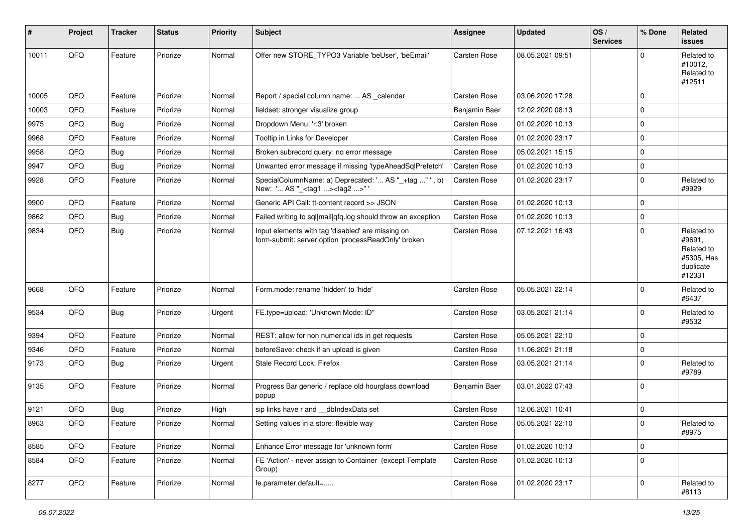| # | Project | Tracker | Status | Priority | Subject | Assignee | Updated | OS / Services | % Done | Related issues |
|---|---|---|---|---|---|---|---|---|---|---|
| 10011 | QFQ | Feature | Priorize | Normal | Offer new STORE_TYPO3 Variable 'beUser', 'beEmail' | Carsten Rose | 08.05.2021 09:51 | | 0 | Related to #10012, Related to #12511 |
| 10005 | QFQ | Feature | Priorize | Normal | Report / special column name: ... AS _calendar | Carsten Rose | 03.06.2020 17:28 | | 0 | |
| 10003 | QFQ | Feature | Priorize | Normal | fieldset: stronger visualize group | Benjamin Baer | 12.02.2020 08:13 | | 0 | |
| 9975 | QFQ | Bug | Priorize | Normal | Dropdown Menu: 'r:3' broken | Carsten Rose | 01.02.2020 10:13 | | 0 | |
| 9968 | QFQ | Feature | Priorize | Normal | Tooltip in Links for Developer | Carsten Rose | 01.02.2020 23:17 | | 0 | |
| 9958 | QFQ | Bug | Priorize | Normal | Broken subrecord query: no error message | Carsten Rose | 05.02.2021 15:15 | | 0 | |
| 9947 | QFQ | Bug | Priorize | Normal | Unwanted error message if missing 'typeAheadSqlPrefetch' | Carsten Rose | 01.02.2020 10:13 | | 0 | |
| 9928 | QFQ | Feature | Priorize | Normal | SpecialColumnName: a) Deprecated: '... AS "_+tag ..." ', b) New: '... AS "_<tag1 ...><tag2 ...>" ' | Carsten Rose | 01.02.2020 23:17 | | 0 | Related to #9929 |
| 9900 | QFQ | Feature | Priorize | Normal | Generic API Call: tt-content record >> JSON | Carsten Rose | 01.02.2020 10:13 | | 0 | |
| 9862 | QFQ | Bug | Priorize | Normal | Failed writing to sql\|mail\|qfq.log should throw an exception | Carsten Rose | 01.02.2020 10:13 | | 0 | |
| 9834 | QFQ | Bug | Priorize | Normal | Input elements with tag 'disabled' are missing on form-submit: server option 'processReadOnly' broken | Carsten Rose | 07.12.2021 16:43 | | 0 | Related to #9691, Related to #5305, Has duplicate #12331 |
| 9668 | QFQ | Feature | Priorize | Normal | Form.mode: rename 'hidden' to 'hide' | Carsten Rose | 05.05.2021 22:14 | | 0 | Related to #6437 |
| 9534 | QFQ | Bug | Priorize | Urgent | FE.type=upload: 'Unknown Mode: ID" | Carsten Rose | 03.05.2021 21:14 | | 0 | Related to #9532 |
| 9394 | QFQ | Feature | Priorize | Normal | REST: allow for non numerical ids in get requests | Carsten Rose | 05.05.2021 22:10 | | 0 | |
| 9346 | QFQ | Feature | Priorize | Normal | beforeSave: check if an upload is given | Carsten Rose | 11.06.2021 21:18 | | 0 | |
| 9173 | QFQ | Bug | Priorize | Urgent | Stale Record Lock: Firefox | Carsten Rose | 03.05.2021 21:14 | | 0 | Related to #9789 |
| 9135 | QFQ | Feature | Priorize | Normal | Progress Bar generic / replace old hourglass download popup | Benjamin Baer | 03.01.2022 07:43 | | 0 | |
| 9121 | QFQ | Bug | Priorize | High | sip links have r and __dbIndexData set | Carsten Rose | 12.06.2021 10:41 | | 0 | |
| 8963 | QFQ | Feature | Priorize | Normal | Setting values in a store: flexible way | Carsten Rose | 05.05.2021 22:10 | | 0 | Related to #8975 |
| 8585 | QFQ | Feature | Priorize | Normal | Enhance Error message for 'unknown form' | Carsten Rose | 01.02.2020 10:13 | | 0 | |
| 8584 | QFQ | Feature | Priorize | Normal | FE 'Action' - never assign to Container (except Template Group) | Carsten Rose | 01.02.2020 10:13 | | 0 | |
| 8277 | QFQ | Feature | Priorize | Normal | fe.parameter.default=..... | Carsten Rose | 01.02.2020 23:17 | | 0 | Related to #8113 |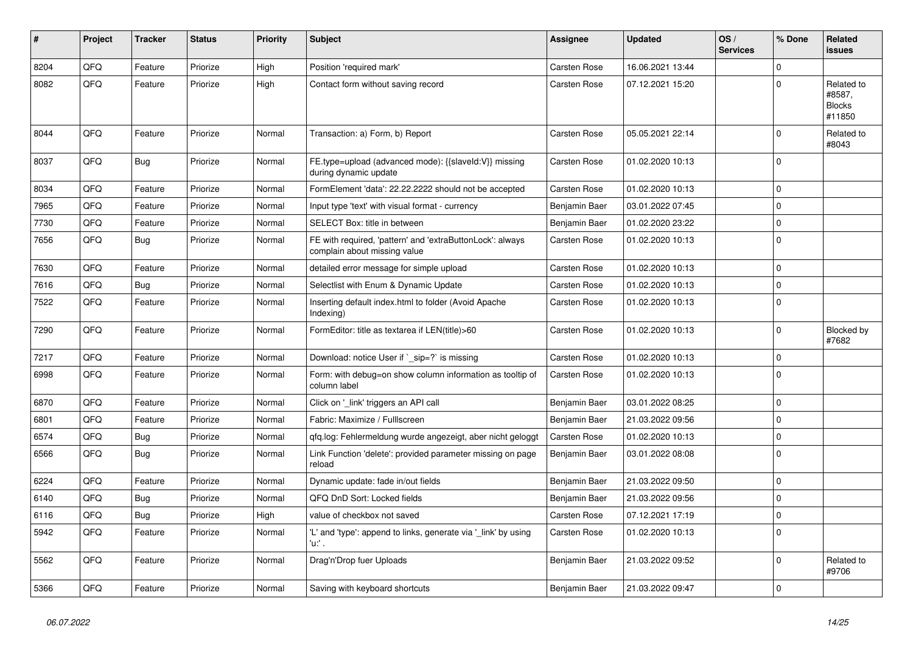| # | Project | Tracker | Status | Priority | Subject | Assignee | Updated | OS / Services | % Done | Related issues |
|---|---|---|---|---|---|---|---|---|---|---|
| 8204 | QFQ | Feature | Priorize | High | Position 'required mark' | Carsten Rose | 16.06.2021 13:44 | | 0 | |
| 8082 | QFQ | Feature | Priorize | High | Contact form without saving record | Carsten Rose | 07.12.2021 15:20 | | 0 | Related to #8587, Blocks #11850 |
| 8044 | QFQ | Feature | Priorize | Normal | Transaction: a) Form, b) Report | Carsten Rose | 05.05.2021 22:14 | | 0 | Related to #8043 |
| 8037 | QFQ | Bug | Priorize | Normal | FE.type=upload (advanced mode): {{slaveId:V}} missing during dynamic update | Carsten Rose | 01.02.2020 10:13 | | 0 | |
| 8034 | QFQ | Feature | Priorize | Normal | FormElement 'data': 22.22.2222 should not be accepted | Carsten Rose | 01.02.2020 10:13 | | 0 | |
| 7965 | QFQ | Feature | Priorize | Normal | Input type 'text' with visual format - currency | Benjamin Baer | 03.01.2022 07:45 | | 0 | |
| 7730 | QFQ | Feature | Priorize | Normal | SELECT Box: title in between | Benjamin Baer | 01.02.2020 23:22 | | 0 | |
| 7656 | QFQ | Bug | Priorize | Normal | FE with required, 'pattern' and 'extraButtonLock': always complain about missing value | Carsten Rose | 01.02.2020 10:13 | | 0 | |
| 7630 | QFQ | Feature | Priorize | Normal | detailed error message for simple upload | Carsten Rose | 01.02.2020 10:13 | | 0 | |
| 7616 | QFQ | Bug | Priorize | Normal | Selectlist with Enum & Dynamic Update | Carsten Rose | 01.02.2020 10:13 | | 0 | |
| 7522 | QFQ | Feature | Priorize | Normal | Inserting default index.html to folder (Avoid Apache Indexing) | Carsten Rose | 01.02.2020 10:13 | | 0 | |
| 7290 | QFQ | Feature | Priorize | Normal | FormEditor: title as textarea if LEN(title)>60 | Carsten Rose | 01.02.2020 10:13 | | 0 | Blocked by #7682 |
| 7217 | QFQ | Feature | Priorize | Normal | Download: notice User if `_sip=?` is missing | Carsten Rose | 01.02.2020 10:13 | | 0 | |
| 6998 | QFQ | Feature | Priorize | Normal | Form: with debug=on show column information as tooltip of column label | Carsten Rose | 01.02.2020 10:13 | | 0 | |
| 6870 | QFQ | Feature | Priorize | Normal | Click on '_link' triggers an API call | Benjamin Baer | 03.01.2022 08:25 | | 0 | |
| 6801 | QFQ | Feature | Priorize | Normal | Fabric: Maximize / Fulllscreen | Benjamin Baer | 21.03.2022 09:56 | | 0 | |
| 6574 | QFQ | Bug | Priorize | Normal | qfq.log: Fehlermeldung wurde angezeigt, aber nicht geloggt | Carsten Rose | 01.02.2020 10:13 | | 0 | |
| 6566 | QFQ | Bug | Priorize | Normal | Link Function 'delete': provided parameter missing on page reload | Benjamin Baer | 03.01.2022 08:08 | | 0 | |
| 6224 | QFQ | Feature | Priorize | Normal | Dynamic update: fade in/out fields | Benjamin Baer | 21.03.2022 09:50 | | 0 | |
| 6140 | QFQ | Bug | Priorize | Normal | QFQ DnD Sort: Locked fields | Benjamin Baer | 21.03.2022 09:56 | | 0 | |
| 6116 | QFQ | Bug | Priorize | High | value of checkbox not saved | Carsten Rose | 07.12.2021 17:19 | | 0 | |
| 5942 | QFQ | Feature | Priorize | Normal | 'L' and 'type': append to links, generate via '_link' by using 'u:' . | Carsten Rose | 01.02.2020 10:13 | | 0 | |
| 5562 | QFQ | Feature | Priorize | Normal | Drag'n'Drop fuer Uploads | Benjamin Baer | 21.03.2022 09:52 | | 0 | Related to #9706 |
| 5366 | QFQ | Feature | Priorize | Normal | Saving with keyboard shortcuts | Benjamin Baer | 21.03.2022 09:47 | | 0 | |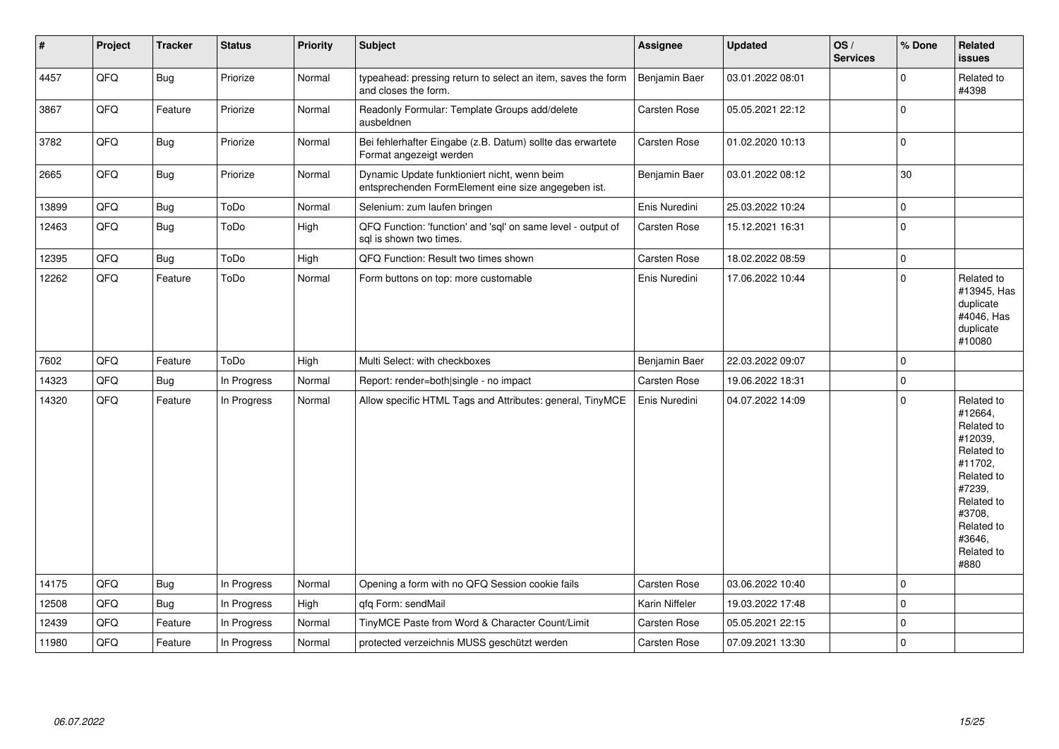| # | Project | Tracker | Status | Priority | Subject | Assignee | Updated | OS / Services | % Done | Related issues |
|---|---|---|---|---|---|---|---|---|---|---|
| 4457 | QFQ | Bug | Priorize | Normal | typeahead: pressing return to select an item, saves the form and closes the form. | Benjamin Baer | 03.01.2022 08:01 | | 0 | Related to #4398 |
| 3867 | QFQ | Feature | Priorize | Normal | Readonly Formular: Template Groups add/delete ausbeldnen | Carsten Rose | 05.05.2021 22:12 | | 0 | |
| 3782 | QFQ | Bug | Priorize | Normal | Bei fehlerhafter Eingabe (z.B. Datum) sollte das erwartete Format angezeigt werden | Carsten Rose | 01.02.2020 10:13 | | 0 | |
| 2665 | QFQ | Bug | Priorize | Normal | Dynamic Update funktioniert nicht, wenn beim entsprechenden FormElement eine size angegeben ist. | Benjamin Baer | 03.01.2022 08:12 | | 30 | |
| 13899 | QFQ | Bug | ToDo | Normal | Selenium: zum laufen bringen | Enis Nuredini | 25.03.2022 10:24 | | 0 | |
| 12463 | QFQ | Bug | ToDo | High | QFQ Function: 'function' and 'sql' on same level - output of sql is shown two times. | Carsten Rose | 15.12.2021 16:31 | | 0 | |
| 12395 | QFQ | Bug | ToDo | High | QFQ Function: Result two times shown | Carsten Rose | 18.02.2022 08:59 | | 0 | |
| 12262 | QFQ | Feature | ToDo | Normal | Form buttons on top: more customable | Enis Nuredini | 17.06.2022 10:44 | | 0 | Related to #13945, Has duplicate #4046, Has duplicate #10080 |
| 7602 | QFQ | Feature | ToDo | High | Multi Select: with checkboxes | Benjamin Baer | 22.03.2022 09:07 | | 0 | |
| 14323 | QFQ | Bug | In Progress | Normal | Report: render=both\|single - no impact | Carsten Rose | 19.06.2022 18:31 | | 0 | |
| 14320 | QFQ | Feature | In Progress | Normal | Allow specific HTML Tags and Attributes: general, TinyMCE | Enis Nuredini | 04.07.2022 14:09 | | 0 | Related to #12664, Related to #12039, Related to #11702, Related to #7239, Related to #3708, Related to #3646, Related to #880 |
| 14175 | QFQ | Bug | In Progress | Normal | Opening a form with no QFQ Session cookie fails | Carsten Rose | 03.06.2022 10:40 | | 0 | |
| 12508 | QFQ | Bug | In Progress | High | qfq Form: sendMail | Karin Niffeler | 19.03.2022 17:48 | | 0 | |
| 12439 | QFQ | Feature | In Progress | Normal | TinyMCE Paste from Word & Character Count/Limit | Carsten Rose | 05.05.2021 22:15 | | 0 | |
| 11980 | QFQ | Feature | In Progress | Normal | protected verzeichnis MUSS geschützt werden | Carsten Rose | 07.09.2021 13:30 | | 0 | |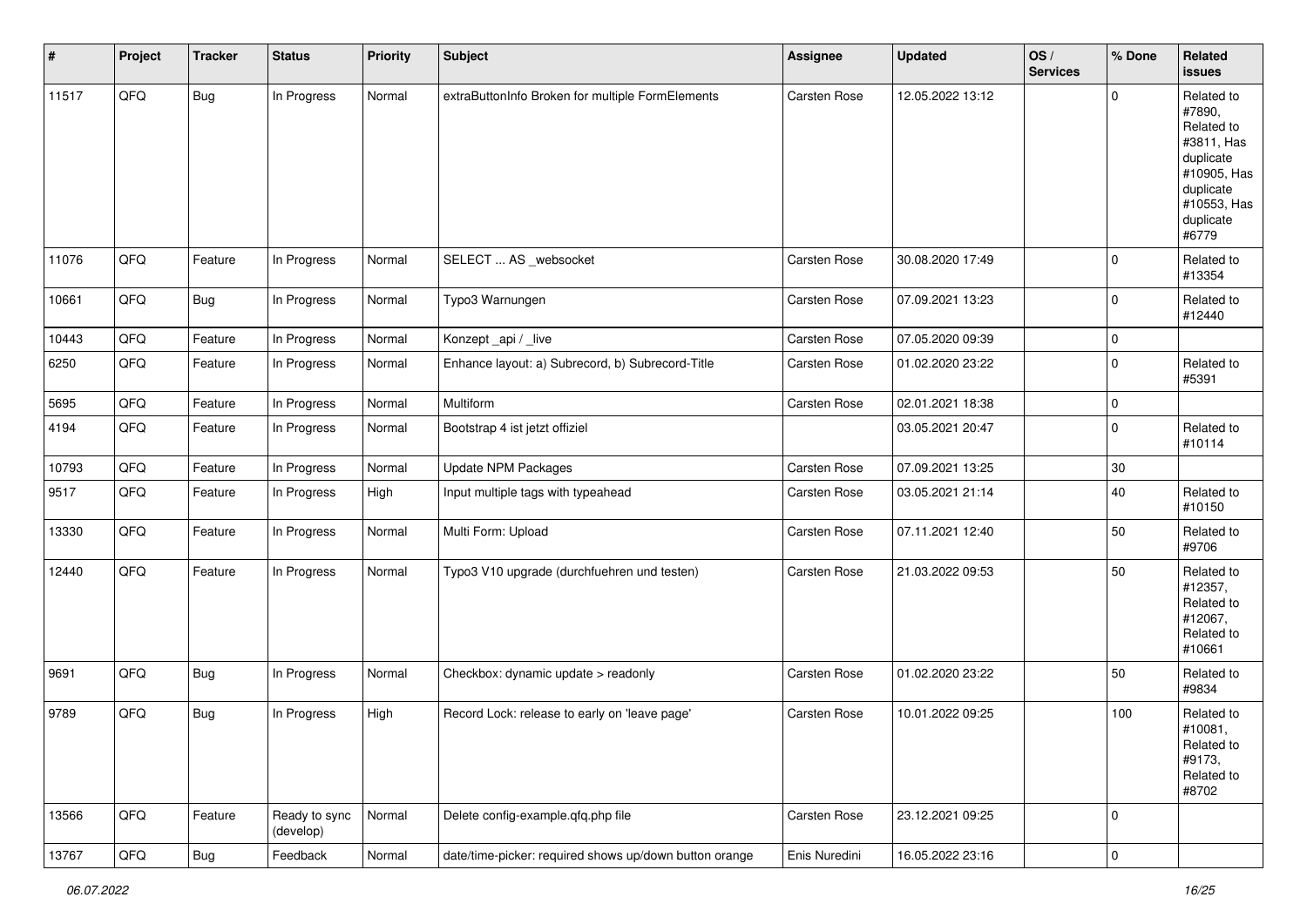| # | Project | Tracker | Status | Priority | Subject | Assignee | Updated | OS / Services | % Done | Related issues |
|---|---|---|---|---|---|---|---|---|---|---|
| 11517 | QFQ | Bug | In Progress | Normal | extraButtonInfo Broken for multiple FormElements | Carsten Rose | 12.05.2022 13:12 | | 0 | Related to #7890, Related to #3811, Has duplicate #10905, Has duplicate #10553, Has duplicate #6779 |
| 11076 | QFQ | Feature | In Progress | Normal | SELECT ... AS _websocket | Carsten Rose | 30.08.2020 17:49 | | 0 | Related to #13354 |
| 10661 | QFQ | Bug | In Progress | Normal | Typo3 Warnungen | Carsten Rose | 07.09.2021 13:23 | | 0 | Related to #12440 |
| 10443 | QFQ | Feature | In Progress | Normal | Konzept _api / _live | Carsten Rose | 07.05.2020 09:39 | | 0 | |
| 6250 | QFQ | Feature | In Progress | Normal | Enhance layout: a) Subrecord, b) Subrecord-Title | Carsten Rose | 01.02.2020 23:22 | | 0 | Related to #5391 |
| 5695 | QFQ | Feature | In Progress | Normal | Multiform | Carsten Rose | 02.01.2021 18:38 | | 0 | |
| 4194 | QFQ | Feature | In Progress | Normal | Bootstrap 4 ist jetzt offiziel | | 03.05.2021 20:47 | | 0 | Related to #10114 |
| 10793 | QFQ | Feature | In Progress | Normal | Update NPM Packages | Carsten Rose | 07.09.2021 13:25 | | 30 | |
| 9517 | QFQ | Feature | In Progress | High | Input multiple tags with typeahead | Carsten Rose | 03.05.2021 21:14 | | 40 | Related to #10150 |
| 13330 | QFQ | Feature | In Progress | Normal | Multi Form: Upload | Carsten Rose | 07.11.2021 12:40 | | 50 | Related to #9706 |
| 12440 | QFQ | Feature | In Progress | Normal | Typo3 V10 upgrade (durchfuehren und testen) | Carsten Rose | 21.03.2022 09:53 | | 50 | Related to #12357, Related to #12067, Related to #10661 |
| 9691 | QFQ | Bug | In Progress | Normal | Checkbox: dynamic update > readonly | Carsten Rose | 01.02.2020 23:22 | | 50 | Related to #9834 |
| 9789 | QFQ | Bug | In Progress | High | Record Lock: release to early on 'leave page' | Carsten Rose | 10.01.2022 09:25 | | 100 | Related to #10081, Related to #9173, Related to #8702 |
| 13566 | QFQ | Feature | Ready to sync (develop) | Normal | Delete config-example.qfq.php file | Carsten Rose | 23.12.2021 09:25 | | 0 | |
| 13767 | QFQ | Bug | Feedback | Normal | date/time-picker: required shows up/down button orange | Enis Nuredini | 16.05.2022 23:16 | | 0 | |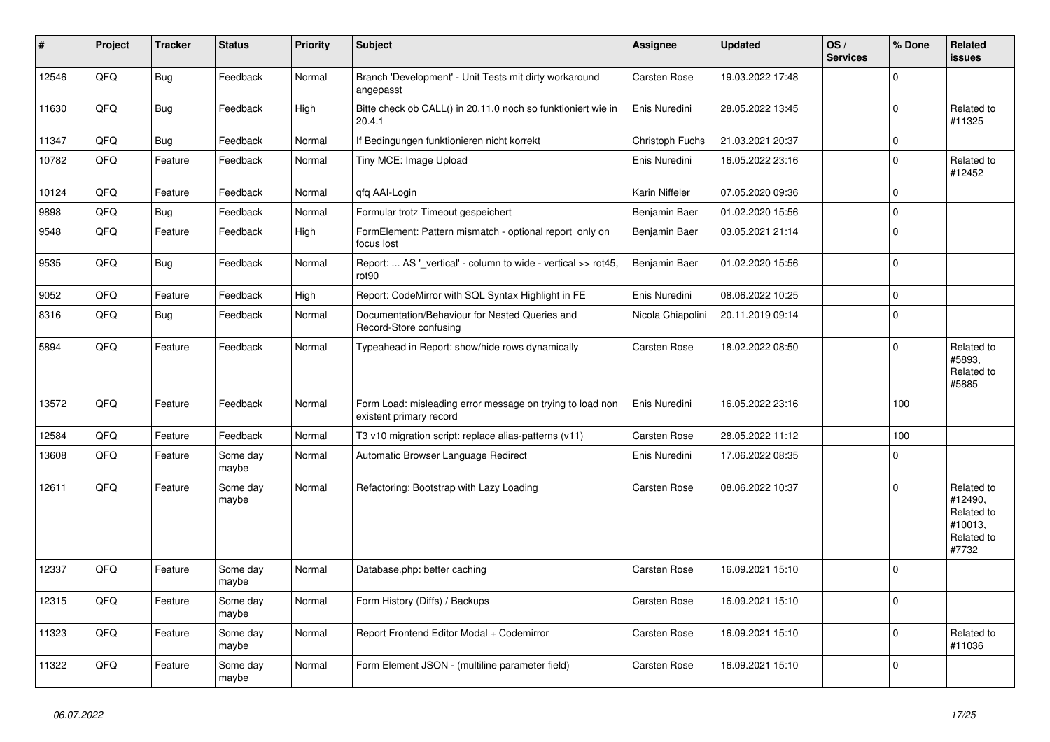| # | Project | Tracker | Status | Priority | Subject | Assignee | Updated | OS / Services | % Done | Related issues |
|---|---|---|---|---|---|---|---|---|---|---|
| 12546 | QFQ | Bug | Feedback | Normal | Branch 'Development' - Unit Tests mit dirty workaround angepasst | Carsten Rose | 19.03.2022 17:48 | | 0 | |
| 11630 | QFQ | Bug | Feedback | High | Bitte check ob CALL() in 20.11.0 noch so funktioniert wie in 20.4.1 | Enis Nuredini | 28.05.2022 13:45 | | 0 | Related to #11325 |
| 11347 | QFQ | Bug | Feedback | Normal | If Bedingungen funktionieren nicht korrekt | Christoph Fuchs | 21.03.2021 20:37 | | 0 | |
| 10782 | QFQ | Feature | Feedback | Normal | Tiny MCE: Image Upload | Enis Nuredini | 16.05.2022 23:16 | | 0 | Related to #12452 |
| 10124 | QFQ | Feature | Feedback | Normal | qfq AAI-Login | Karin Niffeler | 07.05.2020 09:36 | | 0 | |
| 9898 | QFQ | Bug | Feedback | Normal | Formular trotz Timeout gespeichert | Benjamin Baer | 01.02.2020 15:56 | | 0 | |
| 9548 | QFQ | Feature | Feedback | High | FormElement: Pattern mismatch - optional report only on focus lost | Benjamin Baer | 03.05.2021 21:14 | | 0 | |
| 9535 | QFQ | Bug | Feedback | Normal | Report: ... AS '_vertical' - column to wide - vertical >> rot45, rot90 | Benjamin Baer | 01.02.2020 15:56 | | 0 | |
| 9052 | QFQ | Feature | Feedback | High | Report: CodeMirror with SQL Syntax Highlight in FE | Enis Nuredini | 08.06.2022 10:25 | | 0 | |
| 8316 | QFQ | Bug | Feedback | Normal | Documentation/Behaviour for Nested Queries and Record-Store confusing | Nicola Chiapolini | 20.11.2019 09:14 | | 0 | |
| 5894 | QFQ | Feature | Feedback | Normal | Typeahead in Report: show/hide rows dynamically | Carsten Rose | 18.02.2022 08:50 | | 0 | Related to #5893, Related to #5885 |
| 13572 | QFQ | Feature | Feedback | Normal | Form Load: misleading error message on trying to load non existent primary record | Enis Nuredini | 16.05.2022 23:16 | | 100 | |
| 12584 | QFQ | Feature | Feedback | Normal | T3 v10 migration script: replace alias-patterns (v11) | Carsten Rose | 28.05.2022 11:12 | | 100 | |
| 13608 | QFQ | Feature | Some day maybe | Normal | Automatic Browser Language Redirect | Enis Nuredini | 17.06.2022 08:35 | | 0 | |
| 12611 | QFQ | Feature | Some day maybe | Normal | Refactoring: Bootstrap with Lazy Loading | Carsten Rose | 08.06.2022 10:37 | | 0 | Related to #12490, Related to #10013, Related to #7732 |
| 12337 | QFQ | Feature | Some day maybe | Normal | Database.php: better caching | Carsten Rose | 16.09.2021 15:10 | | 0 | |
| 12315 | QFQ | Feature | Some day maybe | Normal | Form History (Diffs) / Backups | Carsten Rose | 16.09.2021 15:10 | | 0 | |
| 11323 | QFQ | Feature | Some day maybe | Normal | Report Frontend Editor Modal + Codemirror | Carsten Rose | 16.09.2021 15:10 | | 0 | Related to #11036 |
| 11322 | QFQ | Feature | Some day maybe | Normal | Form Element JSON - (multiline parameter field) | Carsten Rose | 16.09.2021 15:10 | | 0 | |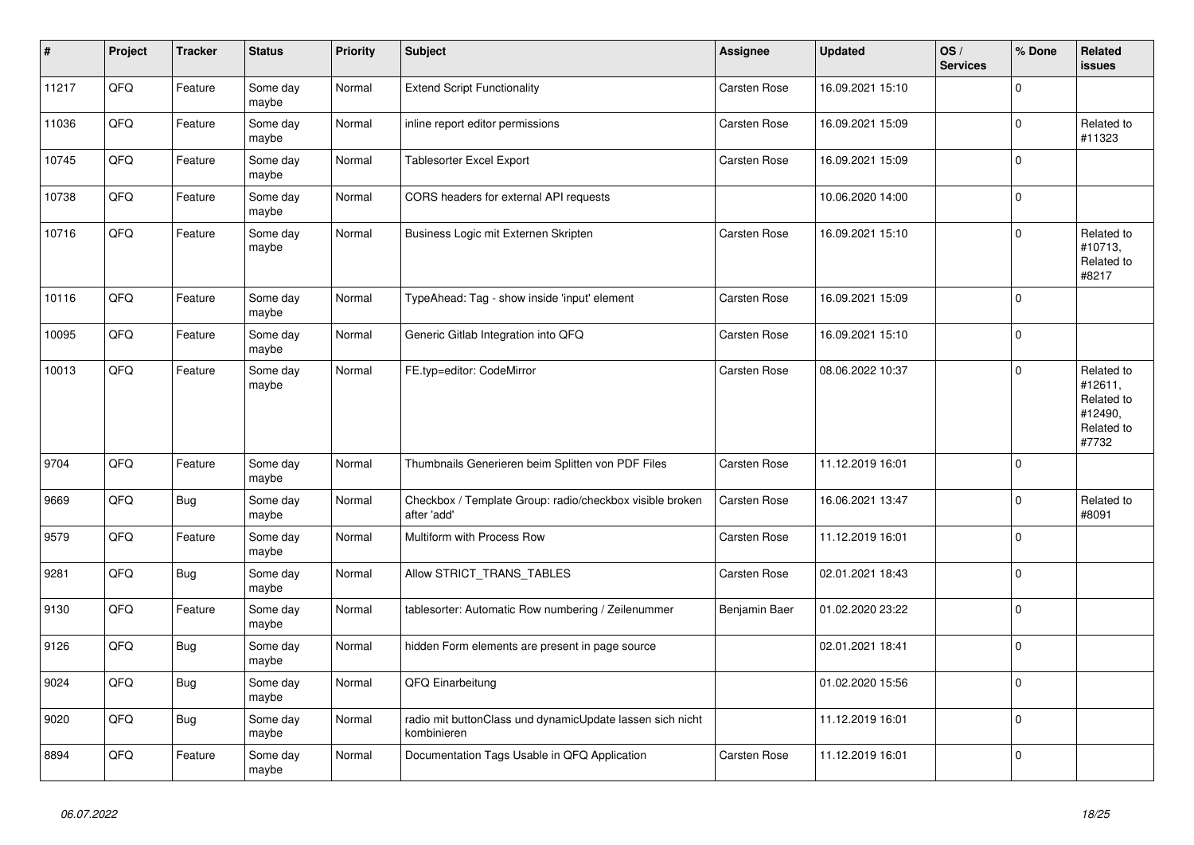| # | Project | Tracker | Status | Priority | Subject | Assignee | Updated | OS / Services | % Done | Related issues |
|---|---|---|---|---|---|---|---|---|---|---|
| 11217 | QFQ | Feature | Some day maybe | Normal | Extend Script Functionality | Carsten Rose | 16.09.2021 15:10 | | 0 | |
| 11036 | QFQ | Feature | Some day maybe | Normal | inline report editor permissions | Carsten Rose | 16.09.2021 15:09 | | 0 | Related to #11323 |
| 10745 | QFQ | Feature | Some day maybe | Normal | Tablesorter Excel Export | Carsten Rose | 16.09.2021 15:09 | | 0 | |
| 10738 | QFQ | Feature | Some day maybe | Normal | CORS headers for external API requests | | 10.06.2020 14:00 | | 0 | |
| 10716 | QFQ | Feature | Some day maybe | Normal | Business Logic mit Externen Skripten | Carsten Rose | 16.09.2021 15:10 | | 0 | Related to #10713, Related to #8217 |
| 10116 | QFQ | Feature | Some day maybe | Normal | TypeAhead: Tag - show inside 'input' element | Carsten Rose | 16.09.2021 15:09 | | 0 | |
| 10095 | QFQ | Feature | Some day maybe | Normal | Generic Gitlab Integration into QFQ | Carsten Rose | 16.09.2021 15:10 | | 0 | |
| 10013 | QFQ | Feature | Some day maybe | Normal | FE.typ=editor: CodeMirror | Carsten Rose | 08.06.2022 10:37 | | 0 | Related to #12611, Related to #12490, Related to #7732 |
| 9704 | QFQ | Feature | Some day maybe | Normal | Thumbnails Generieren beim Splitten von PDF Files | Carsten Rose | 11.12.2019 16:01 | | 0 | |
| 9669 | QFQ | Bug | Some day maybe | Normal | Checkbox / Template Group: radio/checkbox visible broken after 'add' | Carsten Rose | 16.06.2021 13:47 | | 0 | Related to #8091 |
| 9579 | QFQ | Feature | Some day maybe | Normal | Multiform with Process Row | Carsten Rose | 11.12.2019 16:01 | | 0 | |
| 9281 | QFQ | Bug | Some day maybe | Normal | Allow STRICT_TRANS_TABLES | Carsten Rose | 02.01.2021 18:43 | | 0 | |
| 9130 | QFQ | Feature | Some day maybe | Normal | tablesorter: Automatic Row numbering / Zeilenummer | Benjamin Baer | 01.02.2020 23:22 | | 0 | |
| 9126 | QFQ | Bug | Some day maybe | Normal | hidden Form elements are present in page source | | 02.01.2021 18:41 | | 0 | |
| 9024 | QFQ | Bug | Some day maybe | Normal | QFQ Einarbeitung | | 01.02.2020 15:56 | | 0 | |
| 9020 | QFQ | Bug | Some day maybe | Normal | radio mit buttonClass und dynamicUpdate lassen sich nicht kombinieren | | 11.12.2019 16:01 | | 0 | |
| 8894 | QFQ | Feature | Some day maybe | Normal | Documentation Tags Usable in QFQ Application | Carsten Rose | 11.12.2019 16:01 | | 0 | |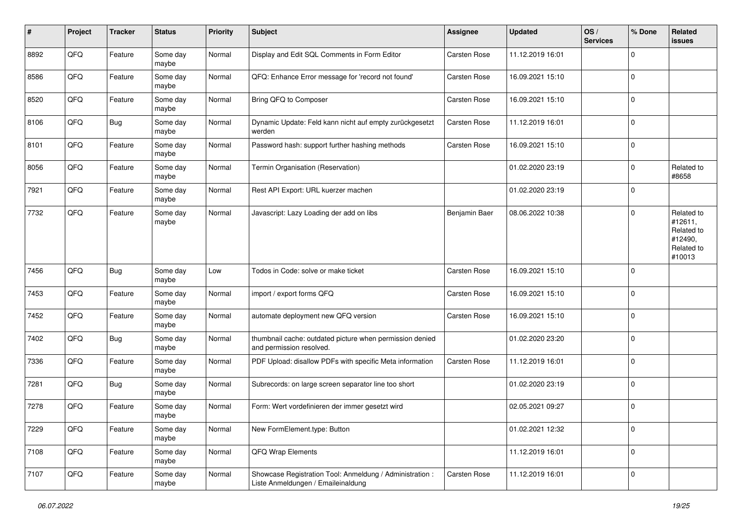| # | Project | Tracker | Status | Priority | Subject | Assignee | Updated | OS / Services | % Done | Related issues |
|---|---|---|---|---|---|---|---|---|---|---|
| 8892 | QFQ | Feature | Some day maybe | Normal | Display and Edit SQL Comments in Form Editor | Carsten Rose | 11.12.2019 16:01 | | 0 | |
| 8586 | QFQ | Feature | Some day maybe | Normal | QFQ: Enhance Error message for 'record not found' | Carsten Rose | 16.09.2021 15:10 | | 0 | |
| 8520 | QFQ | Feature | Some day maybe | Normal | Bring QFQ to Composer | Carsten Rose | 16.09.2021 15:10 | | 0 | |
| 8106 | QFQ | Bug | Some day maybe | Normal | Dynamic Update: Feld kann nicht auf empty zurückgesetzt werden | Carsten Rose | 11.12.2019 16:01 | | 0 | |
| 8101 | QFQ | Feature | Some day maybe | Normal | Password hash: support further hashing methods | Carsten Rose | 16.09.2021 15:10 | | 0 | |
| 8056 | QFQ | Feature | Some day maybe | Normal | Termin Organisation (Reservation) | | 01.02.2020 23:19 | | 0 | Related to #8658 |
| 7921 | QFQ | Feature | Some day maybe | Normal | Rest API Export: URL kuerzer machen | | 01.02.2020 23:19 | | 0 | |
| 7732 | QFQ | Feature | Some day maybe | Normal | Javascript: Lazy Loading der add on libs | Benjamin Baer | 08.06.2022 10:38 | | 0 | Related to #12611, Related to #12490, Related to #10013 |
| 7456 | QFQ | Bug | Some day maybe | Low | Todos in Code: solve or make ticket | Carsten Rose | 16.09.2021 15:10 | | 0 | |
| 7453 | QFQ | Feature | Some day maybe | Normal | import / export forms QFQ | Carsten Rose | 16.09.2021 15:10 | | 0 | |
| 7452 | QFQ | Feature | Some day maybe | Normal | automate deployment new QFQ version | Carsten Rose | 16.09.2021 15:10 | | 0 | |
| 7402 | QFQ | Bug | Some day maybe | Normal | thumbnail cache: outdated picture when permission denied and permission resolved. | | 01.02.2020 23:20 | | 0 | |
| 7336 | QFQ | Feature | Some day maybe | Normal | PDF Upload: disallow PDFs with specific Meta information | Carsten Rose | 11.12.2019 16:01 | | 0 | |
| 7281 | QFQ | Bug | Some day maybe | Normal | Subrecords: on large screen separator line too short | | 01.02.2020 23:19 | | 0 | |
| 7278 | QFQ | Feature | Some day maybe | Normal | Form: Wert vordefinieren der immer gesetzt wird | | 02.05.2021 09:27 | | 0 | |
| 7229 | QFQ | Feature | Some day maybe | Normal | New FormElement.type: Button | | 01.02.2021 12:32 | | 0 | |
| 7108 | QFQ | Feature | Some day maybe | Normal | QFQ Wrap Elements | | 11.12.2019 16:01 | | 0 | |
| 7107 | QFQ | Feature | Some day maybe | Normal | Showcase Registration Tool: Anmeldung / Administration : Liste Anmeldungen / Emaileinaldung | Carsten Rose | 11.12.2019 16:01 | | 0 | |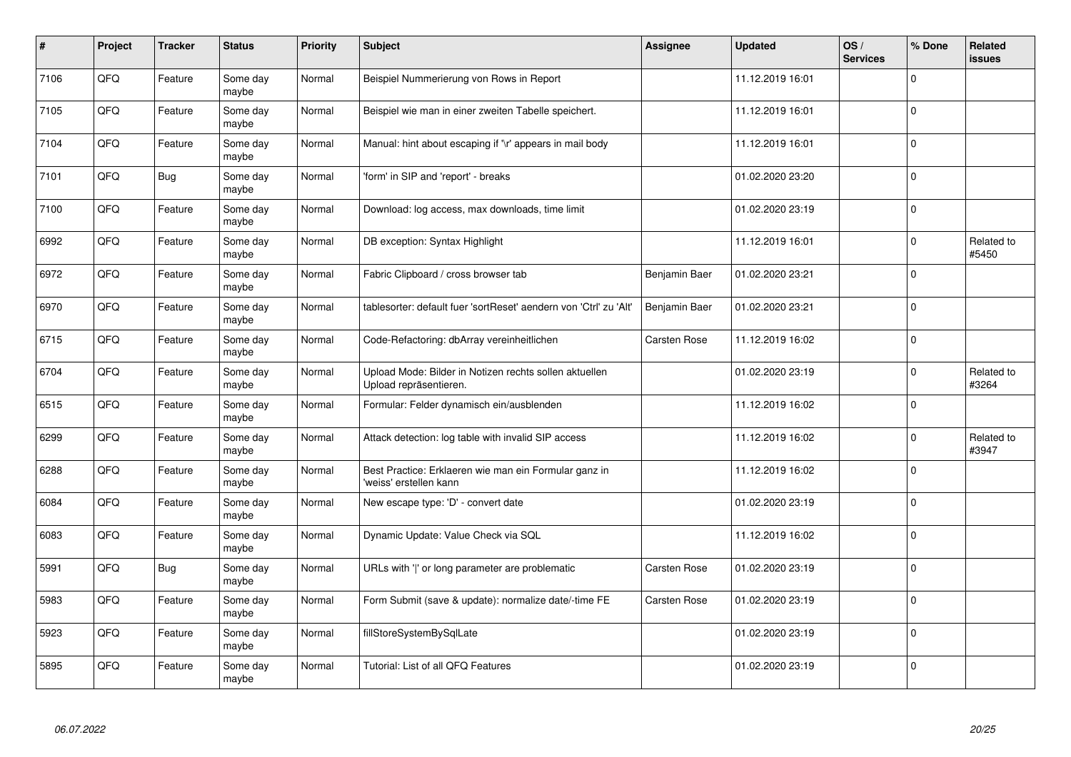| # | Project | Tracker | Status | Priority | Subject | Assignee | Updated | OS / Services | % Done | Related issues |
|---|---|---|---|---|---|---|---|---|---|---|
| 7106 | QFQ | Feature | Some day maybe | Normal | Beispiel Nummerierung von Rows in Report | | 11.12.2019 16:01 | | 0 | |
| 7105 | QFQ | Feature | Some day maybe | Normal | Beispiel wie man in einer zweiten Tabelle speichert. | | 11.12.2019 16:01 | | 0 | |
| 7104 | QFQ | Feature | Some day maybe | Normal | Manual: hint about escaping if '\r' appears in mail body | | 11.12.2019 16:01 | | 0 | |
| 7101 | QFQ | Bug | Some day maybe | Normal | 'form' in SIP and 'report' - breaks | | 01.02.2020 23:20 | | 0 | |
| 7100 | QFQ | Feature | Some day maybe | Normal | Download: log access, max downloads, time limit | | 01.02.2020 23:19 | | 0 | |
| 6992 | QFQ | Feature | Some day maybe | Normal | DB exception: Syntax Highlight | | 11.12.2019 16:01 | | 0 | Related to #5450 |
| 6972 | QFQ | Feature | Some day maybe | Normal | Fabric Clipboard / cross browser tab | Benjamin Baer | 01.02.2020 23:21 | | 0 | |
| 6970 | QFQ | Feature | Some day maybe | Normal | tablesorter: default fuer 'sortReset' aendern von 'Ctrl' zu 'Alt' | Benjamin Baer | 01.02.2020 23:21 | | 0 | |
| 6715 | QFQ | Feature | Some day maybe | Normal | Code-Refactoring: dbArray vereinheitlichen | Carsten Rose | 11.12.2019 16:02 | | 0 | |
| 6704 | QFQ | Feature | Some day maybe | Normal | Upload Mode: Bilder in Notizen rechts sollen aktuellen Upload repräsentieren. | | 01.02.2020 23:19 | | 0 | Related to #3264 |
| 6515 | QFQ | Feature | Some day maybe | Normal | Formular: Felder dynamisch ein/ausblenden | | 11.12.2019 16:02 | | 0 | |
| 6299 | QFQ | Feature | Some day maybe | Normal | Attack detection: log table with invalid SIP access | | 11.12.2019 16:02 | | 0 | Related to #3947 |
| 6288 | QFQ | Feature | Some day maybe | Normal | Best Practice: Erklaeren wie man ein Formular ganz in 'weiss' erstellen kann | | 11.12.2019 16:02 | | 0 | |
| 6084 | QFQ | Feature | Some day maybe | Normal | New escape type: 'D' - convert date | | 01.02.2020 23:19 | | 0 | |
| 6083 | QFQ | Feature | Some day maybe | Normal | Dynamic Update: Value Check via SQL | | 11.12.2019 16:02 | | 0 | |
| 5991 | QFQ | Bug | Some day maybe | Normal | URLs with '\|' or long parameter are problematic | Carsten Rose | 01.02.2020 23:19 | | 0 | |
| 5983 | QFQ | Feature | Some day maybe | Normal | Form Submit (save & update): normalize date/-time FE | Carsten Rose | 01.02.2020 23:19 | | 0 | |
| 5923 | QFQ | Feature | Some day maybe | Normal | fillStoreSystemBySqlLate | | 01.02.2020 23:19 | | 0 | |
| 5895 | QFQ | Feature | Some day maybe | Normal | Tutorial: List of all QFQ Features | | 01.02.2020 23:19 | | 0 | |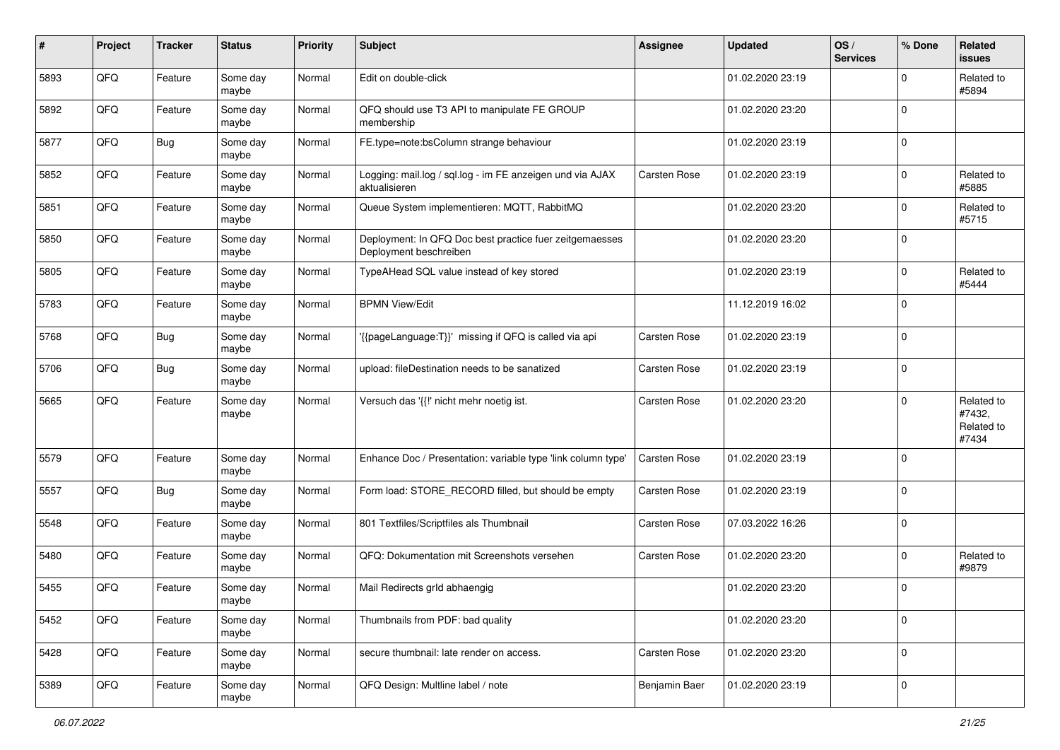| # | Project | Tracker | Status | Priority | Subject | Assignee | Updated | OS / Services | % Done | Related issues |
|---|---|---|---|---|---|---|---|---|---|---|
| 5893 | QFQ | Feature | Some day maybe | Normal | Edit on double-click | | 01.02.2020 23:19 | | 0 | Related to #5894 |
| 5892 | QFQ | Feature | Some day maybe | Normal | QFQ should use T3 API to manipulate FE GROUP membership | | 01.02.2020 23:20 | | 0 | |
| 5877 | QFQ | Bug | Some day maybe | Normal | FE.type=note:bsColumn strange behaviour | | 01.02.2020 23:19 | | 0 | |
| 5852 | QFQ | Feature | Some day maybe | Normal | Logging: mail.log / sql.log - im FE anzeigen und via AJAX aktualisieren | Carsten Rose | 01.02.2020 23:19 | | 0 | Related to #5885 |
| 5851 | QFQ | Feature | Some day maybe | Normal | Queue System implementieren: MQTT, RabbitMQ | | 01.02.2020 23:20 | | 0 | Related to #5715 |
| 5850 | QFQ | Feature | Some day maybe | Normal | Deployment: In QFQ Doc best practice fuer zeitgemaesses Deployment beschreiben | | 01.02.2020 23:20 | | 0 | |
| 5805 | QFQ | Feature | Some day maybe | Normal | TypeAHead SQL value instead of key stored | | 01.02.2020 23:19 | | 0 | Related to #5444 |
| 5783 | QFQ | Feature | Some day maybe | Normal | BPMN View/Edit | | 11.12.2019 16:02 | | 0 | |
| 5768 | QFQ | Bug | Some day maybe | Normal | '{{pageLanguage:T}}' missing if QFQ is called via api | Carsten Rose | 01.02.2020 23:19 | | 0 | |
| 5706 | QFQ | Bug | Some day maybe | Normal | upload: fileDestination needs to be sanatized | Carsten Rose | 01.02.2020 23:19 | | 0 | |
| 5665 | QFQ | Feature | Some day maybe | Normal | Versuch das '{{!' nicht mehr noetig ist. | Carsten Rose | 01.02.2020 23:20 | | 0 | Related to #7432, Related to #7434 |
| 5579 | QFQ | Feature | Some day maybe | Normal | Enhance Doc / Presentation: variable type 'link column type' | Carsten Rose | 01.02.2020 23:19 | | 0 | |
| 5557 | QFQ | Bug | Some day maybe | Normal | Form load: STORE_RECORD filled, but should be empty | Carsten Rose | 01.02.2020 23:19 | | 0 | |
| 5548 | QFQ | Feature | Some day maybe | Normal | 801 Textfiles/Scriptfiles als Thumbnail | Carsten Rose | 07.03.2022 16:26 | | 0 | |
| 5480 | QFQ | Feature | Some day maybe | Normal | QFQ: Dokumentation mit Screenshots versehen | Carsten Rose | 01.02.2020 23:20 | | 0 | Related to #9879 |
| 5455 | QFQ | Feature | Some day maybe | Normal | Mail Redirects grId abhaengig | | 01.02.2020 23:20 | | 0 | |
| 5452 | QFQ | Feature | Some day maybe | Normal | Thumbnails from PDF: bad quality | | 01.02.2020 23:20 | | 0 | |
| 5428 | QFQ | Feature | Some day maybe | Normal | secure thumbnail: late render on access. | Carsten Rose | 01.02.2020 23:20 | | 0 | |
| 5389 | QFQ | Feature | Some day maybe | Normal | QFQ Design: Multline label / note | Benjamin Baer | 01.02.2020 23:19 | | 0 | |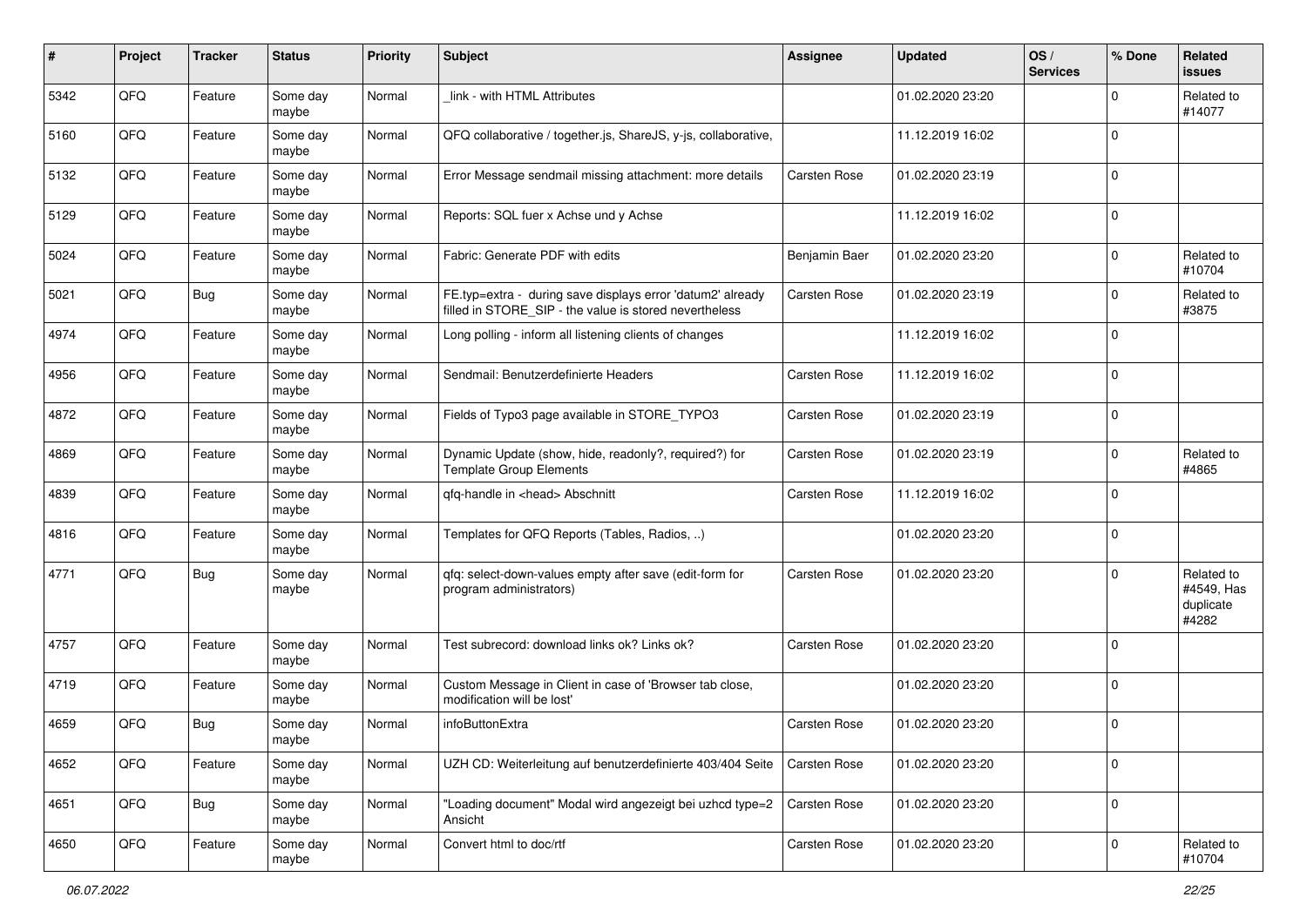| # | Project | Tracker | Status | Priority | Subject | Assignee | Updated | OS / Services | % Done | Related issues |
|---|---|---|---|---|---|---|---|---|---|---|
| 5342 | QFQ | Feature | Some day maybe | Normal | _link - with HTML Attributes | | 01.02.2020 23:20 | | 0 | Related to #14077 |
| 5160 | QFQ | Feature | Some day maybe | Normal | QFQ collaborative / together.js, ShareJS, y-js, collaborative, | | 11.12.2019 16:02 | | 0 | |
| 5132 | QFQ | Feature | Some day maybe | Normal | Error Message sendmail missing attachment: more details | Carsten Rose | 01.02.2020 23:19 | | 0 | |
| 5129 | QFQ | Feature | Some day maybe | Normal | Reports: SQL fuer x Achse und y Achse | | 11.12.2019 16:02 | | 0 | |
| 5024 | QFQ | Feature | Some day maybe | Normal | Fabric: Generate PDF with edits | Benjamin Baer | 01.02.2020 23:20 | | 0 | Related to #10704 |
| 5021 | QFQ | Bug | Some day maybe | Normal | FE.typ=extra - during save displays error 'datum2' already filled in STORE_SIP - the value is stored nevertheless | Carsten Rose | 01.02.2020 23:19 | | 0 | Related to #3875 |
| 4974 | QFQ | Feature | Some day maybe | Normal | Long polling - inform all listening clients of changes | | 11.12.2019 16:02 | | 0 | |
| 4956 | QFQ | Feature | Some day maybe | Normal | Sendmail: Benutzerdefinierte Headers | Carsten Rose | 11.12.2019 16:02 | | 0 | |
| 4872 | QFQ | Feature | Some day maybe | Normal | Fields of Typo3 page available in STORE_TYPO3 | Carsten Rose | 01.02.2020 23:19 | | 0 | |
| 4869 | QFQ | Feature | Some day maybe | Normal | Dynamic Update (show, hide, readonly?, required?) for Template Group Elements | Carsten Rose | 01.02.2020 23:19 | | 0 | Related to #4865 |
| 4839 | QFQ | Feature | Some day maybe | Normal | qfq-handle in <head> Abschnitt | Carsten Rose | 11.12.2019 16:02 | | 0 | |
| 4816 | QFQ | Feature | Some day maybe | Normal | Templates for QFQ Reports (Tables, Radios, ..) | | 01.02.2020 23:20 | | 0 | |
| 4771 | QFQ | Bug | Some day maybe | Normal | qfq: select-down-values empty after save (edit-form for program administrators) | Carsten Rose | 01.02.2020 23:20 | | 0 | Related to #4549, Has duplicate #4282 |
| 4757 | QFQ | Feature | Some day maybe | Normal | Test subrecord: download links ok? Links ok? | Carsten Rose | 01.02.2020 23:20 | | 0 | |
| 4719 | QFQ | Feature | Some day maybe | Normal | Custom Message in Client in case of 'Browser tab close, modification will be lost' | | 01.02.2020 23:20 | | 0 | |
| 4659 | QFQ | Bug | Some day maybe | Normal | infoButtonExtra | Carsten Rose | 01.02.2020 23:20 | | 0 | |
| 4652 | QFQ | Feature | Some day maybe | Normal | UZH CD: Weiterleitung auf benutzerdefinierte 403/404 Seite | Carsten Rose | 01.02.2020 23:20 | | 0 | |
| 4651 | QFQ | Bug | Some day maybe | Normal | "Loading document" Modal wird angezeigt bei uzhcd type=2 Ansicht | Carsten Rose | 01.02.2020 23:20 | | 0 | |
| 4650 | QFQ | Feature | Some day maybe | Normal | Convert html to doc/rtf | Carsten Rose | 01.02.2020 23:20 | | 0 | Related to #10704 |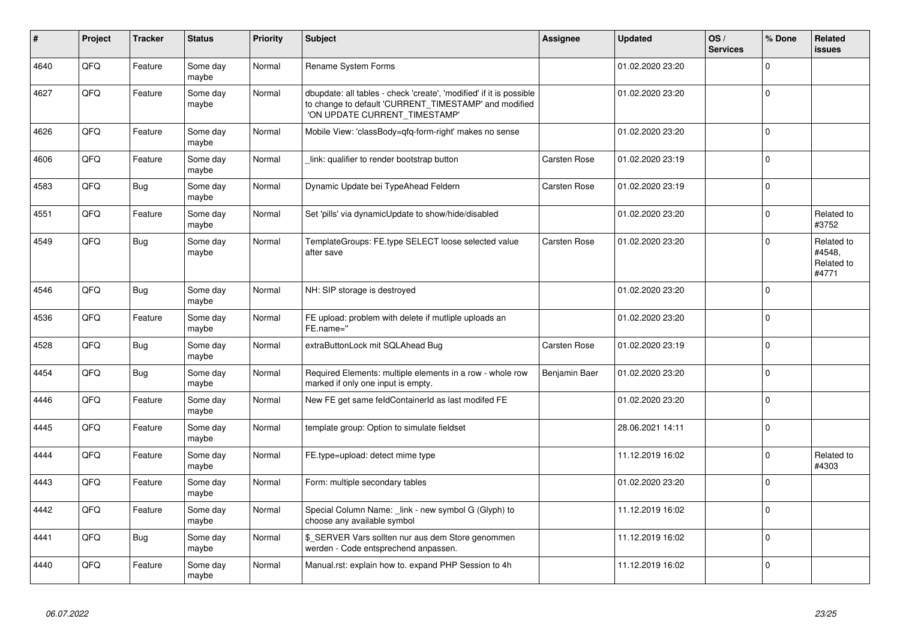| # | Project | Tracker | Status | Priority | Subject | Assignee | Updated | OS / Services | % Done | Related issues |
|---|---|---|---|---|---|---|---|---|---|---|
| 4640 | QFQ | Feature | Some day maybe | Normal | Rename System Forms | | 01.02.2020 23:20 | | 0 | |
| 4627 | QFQ | Feature | Some day maybe | Normal | dbupdate: all tables - check 'create', 'modified' if it is possible to change to default 'CURRENT_TIMESTAMP' and modified 'ON UPDATE CURRENT_TIMESTAMP' | | 01.02.2020 23:20 | | 0 | |
| 4626 | QFQ | Feature | Some day maybe | Normal | Mobile View: 'classBody=qfq-form-right' makes no sense | | 01.02.2020 23:20 | | 0 | |
| 4606 | QFQ | Feature | Some day maybe | Normal | _link: qualifier to render bootstrap button | Carsten Rose | 01.02.2020 23:19 | | 0 | |
| 4583 | QFQ | Bug | Some day maybe | Normal | Dynamic Update bei TypeAhead Feldern | Carsten Rose | 01.02.2020 23:19 | | 0 | |
| 4551 | QFQ | Feature | Some day maybe | Normal | Set 'pills' via dynamicUpdate to show/hide/disabled | | 01.02.2020 23:20 | | 0 | Related to #3752 |
| 4549 | QFQ | Bug | Some day maybe | Normal | TemplateGroups: FE.type SELECT loose selected value after save | Carsten Rose | 01.02.2020 23:20 | | 0 | Related to #4548, Related to #4771 |
| 4546 | QFQ | Bug | Some day maybe | Normal | NH: SIP storage is destroyed | | 01.02.2020 23:20 | | 0 | |
| 4536 | QFQ | Feature | Some day maybe | Normal | FE upload: problem with delete if mutliple uploads an FE.name='' | | 01.02.2020 23:20 | | 0 | |
| 4528 | QFQ | Bug | Some day maybe | Normal | extraButtonLock mit SQLAhead Bug | Carsten Rose | 01.02.2020 23:19 | | 0 | |
| 4454 | QFQ | Bug | Some day maybe | Normal | Required Elements: multiple elements in a row - whole row marked if only one input is empty. | Benjamin Baer | 01.02.2020 23:20 | | 0 | |
| 4446 | QFQ | Feature | Some day maybe | Normal | New FE get same feIdContainerId as last modifed FE | | 01.02.2020 23:20 | | 0 | |
| 4445 | QFQ | Feature | Some day maybe | Normal | template group: Option to simulate fieldset | | 28.06.2021 14:11 | | 0 | |
| 4444 | QFQ | Feature | Some day maybe | Normal | FE.type=upload: detect mime type | | 11.12.2019 16:02 | | 0 | Related to #4303 |
| 4443 | QFQ | Feature | Some day maybe | Normal | Form: multiple secondary tables | | 01.02.2020 23:20 | | 0 | |
| 4442 | QFQ | Feature | Some day maybe | Normal | Special Column Name: _link - new symbol G (Glyph) to choose any available symbol | | 11.12.2019 16:02 | | 0 | |
| 4441 | QFQ | Bug | Some day maybe | Normal | $_SERVER Vars sollten nur aus dem Store genommen werden - Code entsprechend anpassen. | | 11.12.2019 16:02 | | 0 | |
| 4440 | QFQ | Feature | Some day maybe | Normal | Manual.rst: explain how to. expand PHP Session to 4h | | 11.12.2019 16:02 | | 0 | |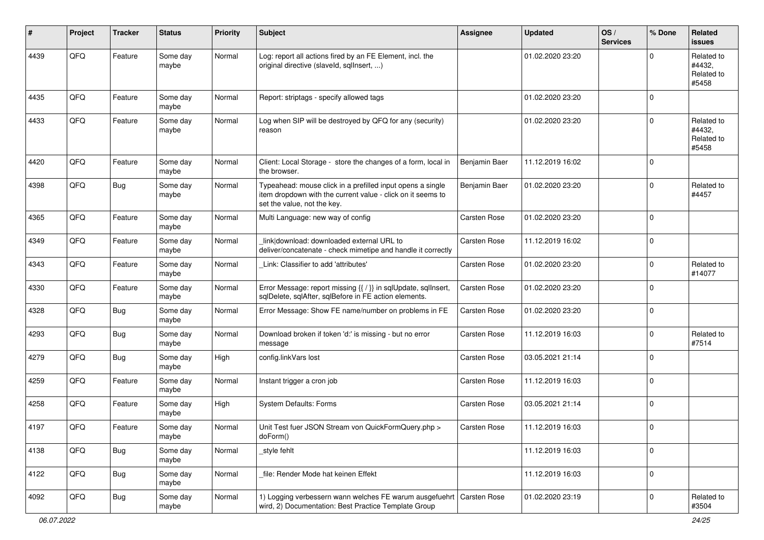| # | Project | Tracker | Status | Priority | Subject | Assignee | Updated | OS / Services | % Done | Related issues |
|---|---|---|---|---|---|---|---|---|---|---|
| 4439 | QFQ | Feature | Some day maybe | Normal | Log: report all actions fired by an FE Element, incl. the original directive (slaveId, sqlInsert, ...) | | 01.02.2020 23:20 | | 0 | Related to #4432, Related to #5458 |
| 4435 | QFQ | Feature | Some day maybe | Normal | Report: striptags - specify allowed tags | | 01.02.2020 23:20 | | 0 | |
| 4433 | QFQ | Feature | Some day maybe | Normal | Log when SIP will be destroyed by QFQ for any (security) reason | | 01.02.2020 23:20 | | 0 | Related to #4432, Related to #5458 |
| 4420 | QFQ | Feature | Some day maybe | Normal | Client: Local Storage - store the changes of a form, local in the browser. | Benjamin Baer | 11.12.2019 16:02 | | 0 | |
| 4398 | QFQ | Bug | Some day maybe | Normal | Typeahead: mouse click in a prefilled input opens a single item dropdown with the current value - click on it seems to set the value, not the key. | Benjamin Baer | 01.02.2020 23:20 | | 0 | Related to #4457 |
| 4365 | QFQ | Feature | Some day maybe | Normal | Multi Language: new way of config | Carsten Rose | 01.02.2020 23:20 | | 0 | |
| 4349 | QFQ | Feature | Some day maybe | Normal | _link\|download: downloaded external URL to deliver/concatenate - check mimetipe and handle it correctly | Carsten Rose | 11.12.2019 16:02 | | 0 | |
| 4343 | QFQ | Feature | Some day maybe | Normal | _Link: Classifier to add 'attributes' | Carsten Rose | 01.02.2020 23:20 | | 0 | Related to #14077 |
| 4330 | QFQ | Feature | Some day maybe | Normal | Error Message: report missing {{ / }} in sqlUpdate, sqlInsert, sqlDelete, sqlAfter, sqlBefore in FE action elements. | Carsten Rose | 01.02.2020 23:20 | | 0 | |
| 4328 | QFQ | Bug | Some day maybe | Normal | Error Message: Show FE name/number on problems in FE | Carsten Rose | 01.02.2020 23:20 | | 0 | |
| 4293 | QFQ | Bug | Some day maybe | Normal | Download broken if token 'd:' is missing - but no error message | Carsten Rose | 11.12.2019 16:03 | | 0 | Related to #7514 |
| 4279 | QFQ | Bug | Some day maybe | High | config.linkVars lost | Carsten Rose | 03.05.2021 21:14 | | 0 | |
| 4259 | QFQ | Feature | Some day maybe | Normal | Instant trigger a cron job | Carsten Rose | 11.12.2019 16:03 | | 0 | |
| 4258 | QFQ | Feature | Some day maybe | High | System Defaults: Forms | Carsten Rose | 03.05.2021 21:14 | | 0 | |
| 4197 | QFQ | Feature | Some day maybe | Normal | Unit Test fuer JSON Stream von QuickFormQuery.php > doForm() | Carsten Rose | 11.12.2019 16:03 | | 0 | |
| 4138 | QFQ | Bug | Some day maybe | Normal | _style fehlt | | 11.12.2019 16:03 | | 0 | |
| 4122 | QFQ | Bug | Some day maybe | Normal | _file: Render Mode hat keinen Effekt | | 11.12.2019 16:03 | | 0 | |
| 4092 | QFQ | Bug | Some day maybe | Normal | 1) Logging verbessern wann welches FE warum ausgefuehrt wird, 2) Documentation: Best Practice Template Group | Carsten Rose | 01.02.2020 23:19 | | 0 | Related to #3504 |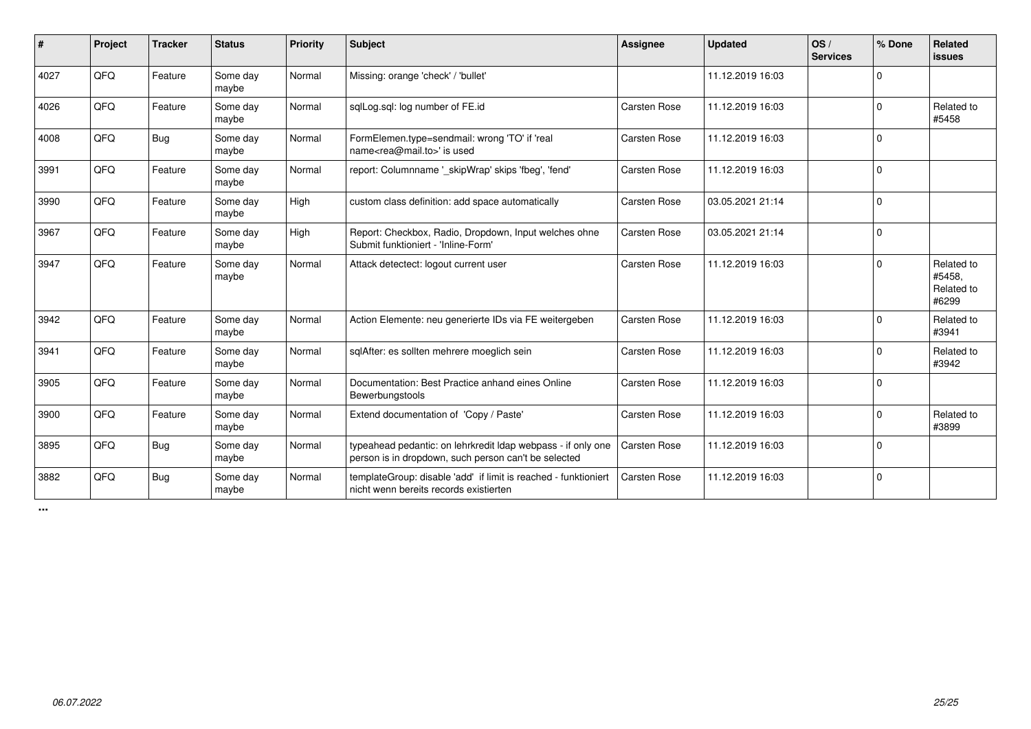| # | Project | Tracker | Status | Priority | Subject | Assignee | Updated | OS / Services | % Done | Related issues |
|---|---|---|---|---|---|---|---|---|---|---|
| 4027 | QFQ | Feature | Some day maybe | Normal | Missing: orange 'check' / 'bullet' | | 11.12.2019 16:03 | | 0 | |
| 4026 | QFQ | Feature | Some day maybe | Normal | sqlLog.sql: log number of FE.id | Carsten Rose | 11.12.2019 16:03 | | 0 | Related to #5458 |
| 4008 | QFQ | Bug | Some day maybe | Normal | FormElemen.type=sendmail: wrong 'TO' if 'real name<rea@mail.to>' is used | Carsten Rose | 11.12.2019 16:03 | | 0 | |
| 3991 | QFQ | Feature | Some day maybe | Normal | report: Columnname '_skipWrap' skips 'fbeg', 'fend' | Carsten Rose | 11.12.2019 16:03 | | 0 | |
| 3990 | QFQ | Feature | Some day maybe | High | custom class definition: add space automatically | Carsten Rose | 03.05.2021 21:14 | | 0 | |
| 3967 | QFQ | Feature | Some day maybe | High | Report: Checkbox, Radio, Dropdown, Input welches ohne Submit funktioniert - 'Inline-Form' | Carsten Rose | 03.05.2021 21:14 | | 0 | |
| 3947 | QFQ | Feature | Some day maybe | Normal | Attack detectect: logout current user | Carsten Rose | 11.12.2019 16:03 | | 0 | Related to #5458, Related to #6299 |
| 3942 | QFQ | Feature | Some day maybe | Normal | Action Elemente: neu generierte IDs via FE weitergeben | Carsten Rose | 11.12.2019 16:03 | | 0 | Related to #3941 |
| 3941 | QFQ | Feature | Some day maybe | Normal | sqlAfter: es sollten mehrere moeglich sein | Carsten Rose | 11.12.2019 16:03 | | 0 | Related to #3942 |
| 3905 | QFQ | Feature | Some day maybe | Normal | Documentation: Best Practice anhand eines Online Bewerbungstools | Carsten Rose | 11.12.2019 16:03 | | 0 | |
| 3900 | QFQ | Feature | Some day maybe | Normal | Extend documentation of 'Copy / Paste' | Carsten Rose | 11.12.2019 16:03 | | 0 | Related to #3899 |
| 3895 | QFQ | Bug | Some day maybe | Normal | typeahead pedantic: on lehrkredit ldap webpass - if only one person is in dropdown, such person can't be selected | Carsten Rose | 11.12.2019 16:03 | | 0 | |
| 3882 | QFQ | Bug | Some day maybe | Normal | templateGroup: disable 'add' if limit is reached - funktioniert nicht wenn bereits records existierten | Carsten Rose | 11.12.2019 16:03 | | 0 | |

...